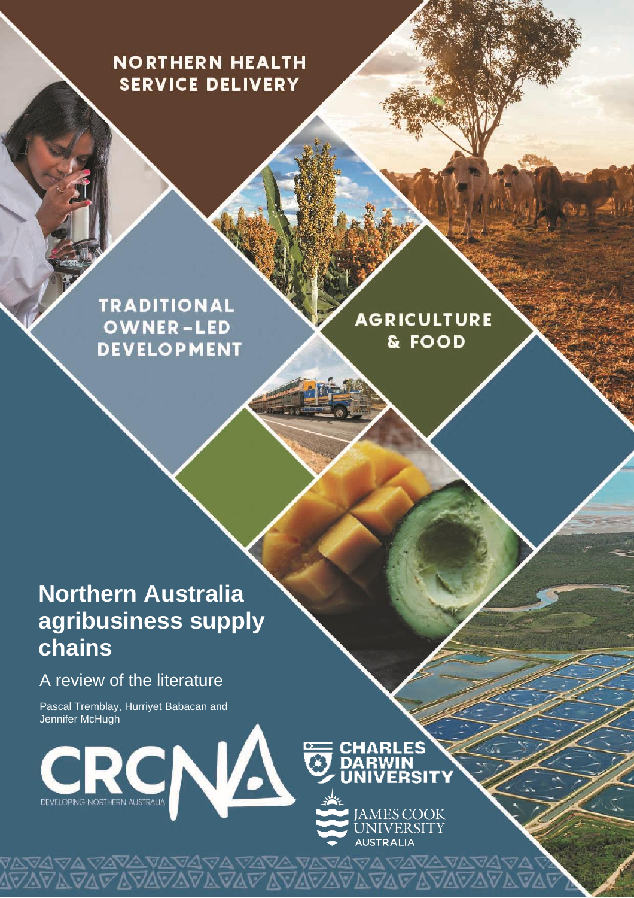NORTHERN HEALTH SERVICE DELIVERY

TRADITIONAL OWNER-LED DEVELOPMENT

AGRICULTURE & FOOD

# Northern Australia agribusiness supply chains

## A review of the literature

Pascal Tremblay, Hurriyet Babacan and Jennifer McHugh

CRCNA DEVELOPING NORTHERN AUSTRALIA

CHARLES DARWIN UNIVERSITY

JAMES COOK UNIVERSITY AUSTRALIA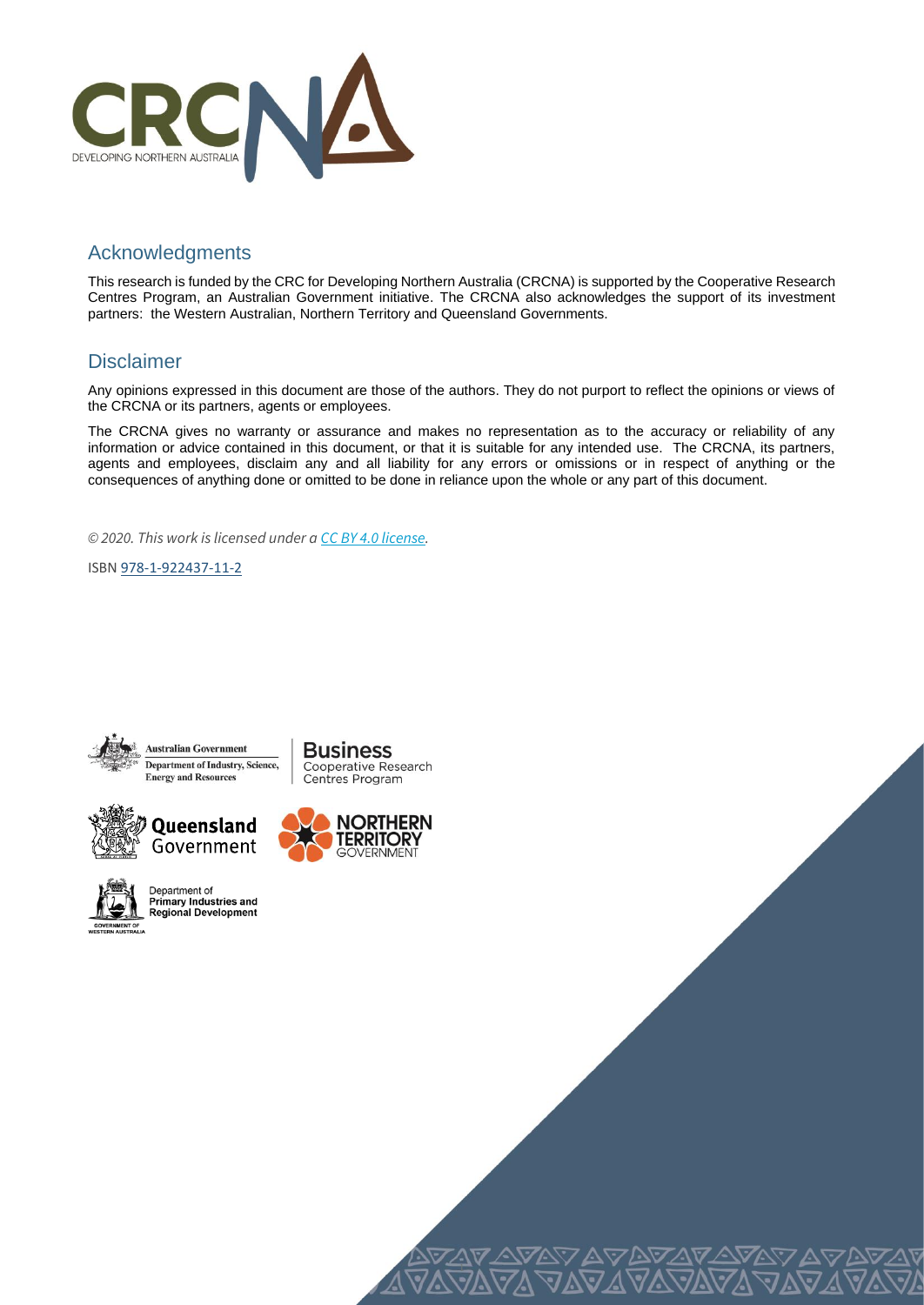## Acknowledgments

This research is funded by the CRC for Developing Northern Australia (CRCNA) is supported by the Cooperative Research Centres Program, an Australian Government initiative. The CRCNA also acknowledges the support of its investment partners: the Western Australian, Northern Territory and Queensland Governments.

## Disclaimer

Any opinions expressed in this document are those of the authors. They do not purport to reflect the opinions or views of the CRCNA or its partners, agents or employees.

The CRCNA gives no warranty or assurance and makes no representation as to the accuracy or reliability of any information or advice contained in this document, or that it is suitable for any intended use. The CRCNA, its partners, agents and employees, disclaim any and all liability for any errors or omissions or in respect of anything or the consequences of anything done or omitted to be done in reliance upon the whole or any part of this document.

*© 2020. This work is licensed under a CC BY 4.0 license.*

ISBN 978-1-922437-11-2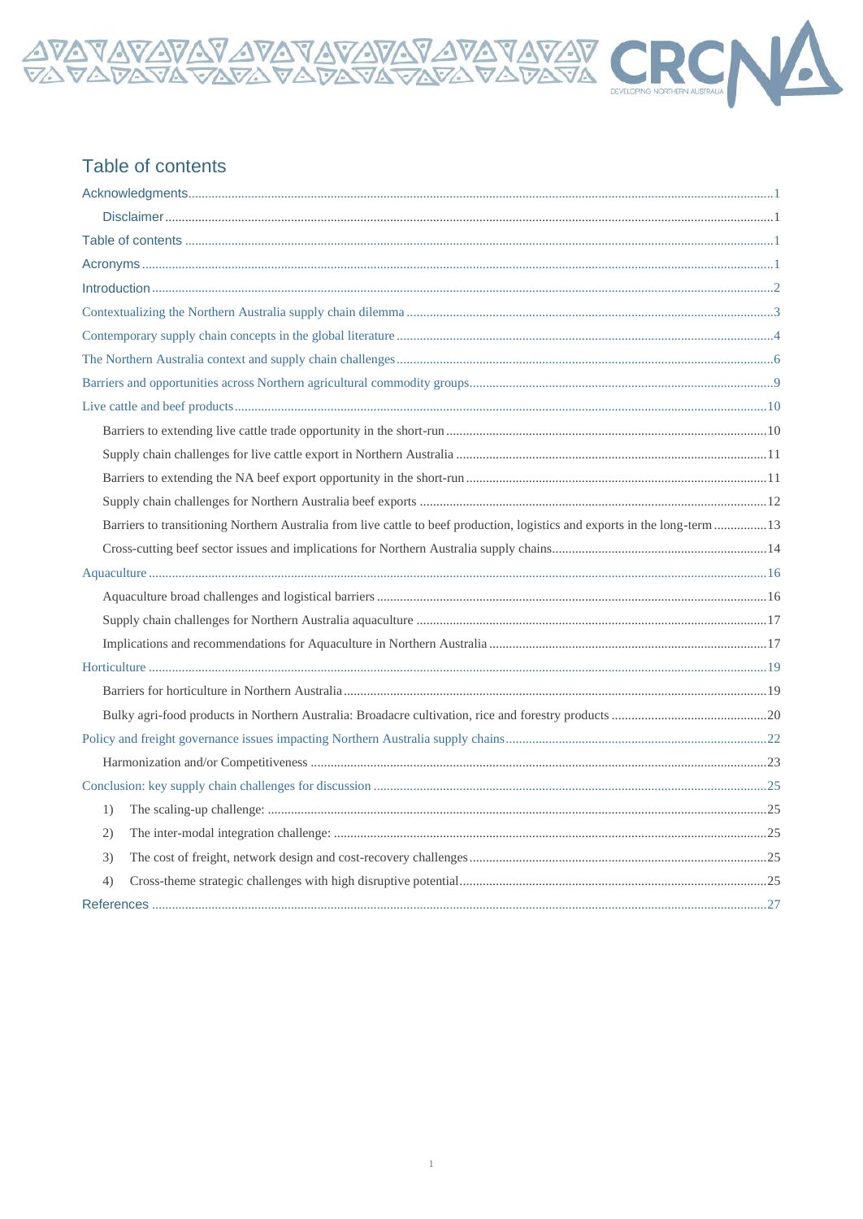# Table of contents

Acknowledgments....1

Disclaimer....1

Table of contents....1

Acronyms....1

Introduction....2

Contextualizing the Northern Australia supply chain dilemma....3

Contemporary supply chain concepts in the global literature....4

The Northern Australia context and supply chain challenges....6

Barriers and opportunities across Northern agricultural commodity groups....9

Live cattle and beef products....10

Barriers to extending live cattle trade opportunity in the short-run....10

Supply chain challenges for live cattle export in Northern Australia....11

Barriers to extending the NA beef export opportunity in the short-run....11

Supply chain challenges for Northern Australia beef exports....12

Barriers to transitioning Northern Australia from live cattle to beef production, logistics and exports in the long-term....13

Cross-cutting beef sector issues and implications for Northern Australia supply chains....14

Aquaculture....16

Aquaculture broad challenges and logistical barriers....16

Supply chain challenges for Northern Australia aquaculture....17

Implications and recommendations for Aquaculture in Northern Australia....17

Horticulture....19

Barriers for horticulture in Northern Australia....19

Bulky agri-food products in Northern Australia: Broadacre cultivation, rice and forestry products....20

Policy and freight governance issues impacting Northern Australia supply chains....22

Harmonization and/or Competitiveness....23

Conclusion: key supply chain challenges for discussion....25

1) The scaling-up challenge:....25

2) The inter-modal integration challenge:....25

3) The cost of freight, network design and cost-recovery challenges....25

4) Cross-theme strategic challenges with high disruptive potential....25

References....27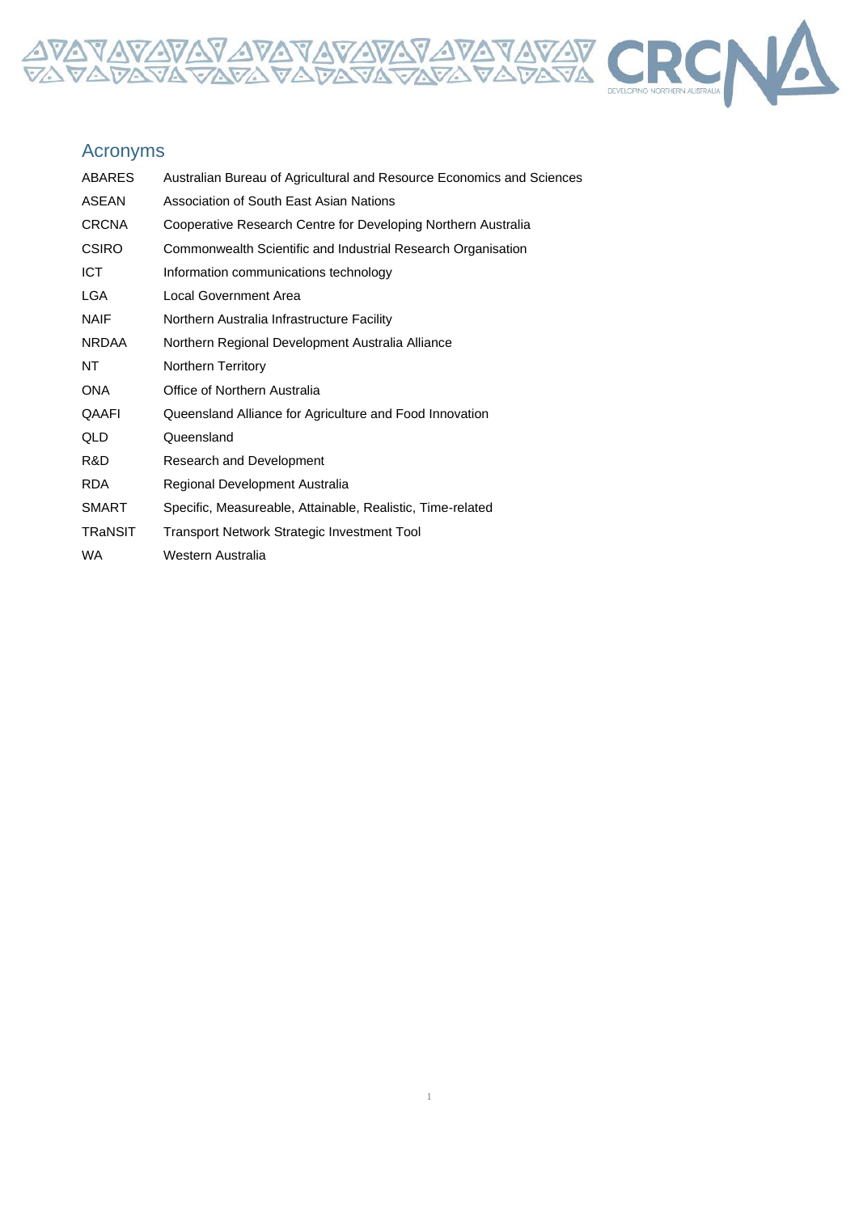## Acronyms

| | |
|---|---|
| ABARES | Australian Bureau of Agricultural and Resource Economics and Sciences |
| ASEAN | Association of South East Asian Nations |
| CRCNA | Cooperative Research Centre for Developing Northern Australia |
| CSIRO | Commonwealth Scientific and Industrial Research Organisation |
| ICT | Information communications technology |
| LGA | Local Government Area |
| NAIF | Northern Australia Infrastructure Facility |
| NRDAA | Northern Regional Development Australia Alliance |
| NT | Northern Territory |
| ONA | Office of Northern Australia |
| QAAFI | Queensland Alliance for Agriculture and Food Innovation |
| QLD | Queensland |
| R&D | Research and Development |
| RDA | Regional Development Australia |
| SMART | Specific, Measureable, Attainable, Realistic, Time-related |
| TRaNSIT | Transport Network Strategic Investment Tool |
| WA | Western Australia |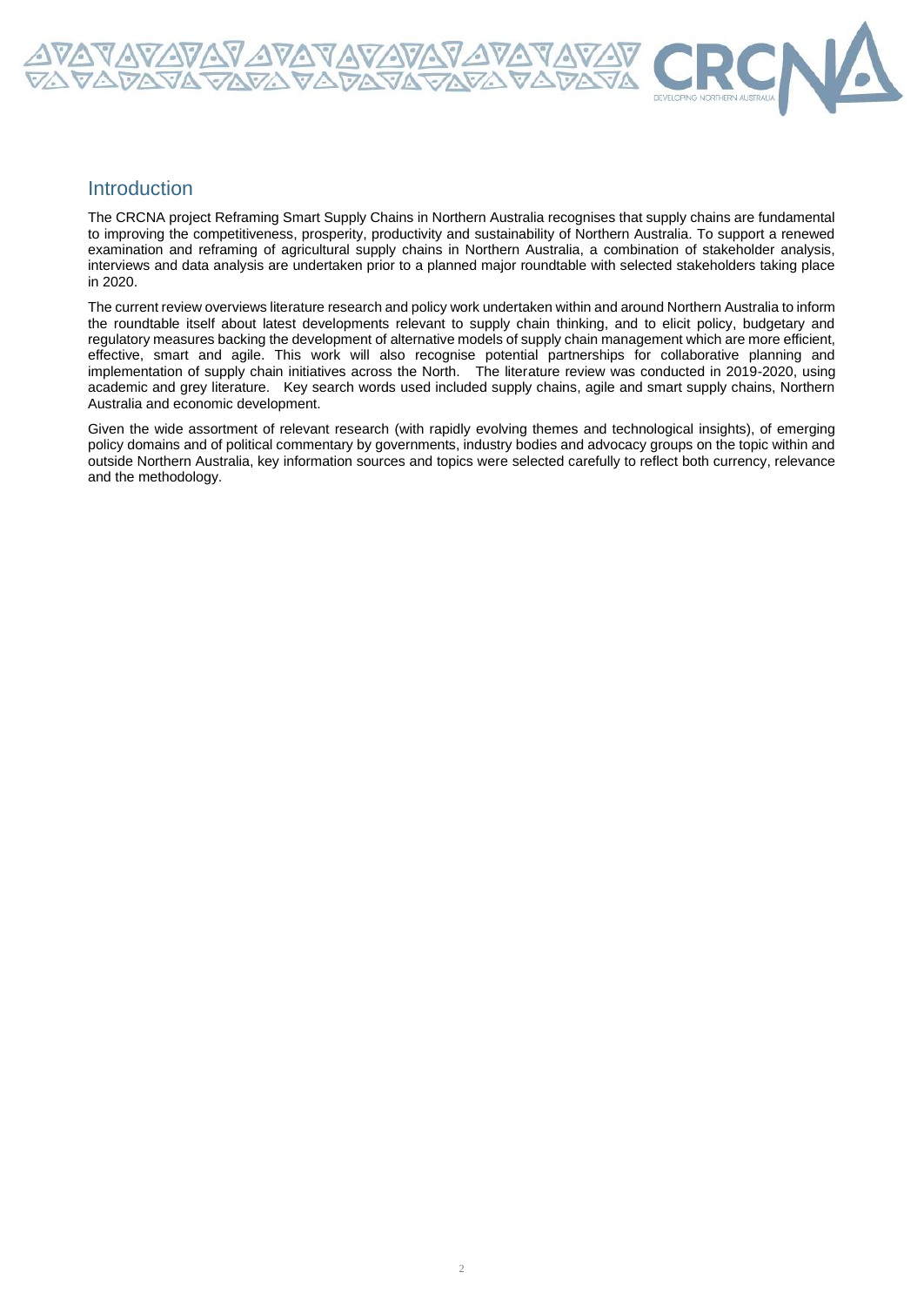## Introduction

The CRCNA project Reframing Smart Supply Chains in Northern Australia recognises that supply chains are fundamental to improving the competitiveness, prosperity, productivity and sustainability of Northern Australia. To support a renewed examination and reframing of agricultural supply chains in Northern Australia, a combination of stakeholder analysis, interviews and data analysis are undertaken prior to a planned major roundtable with selected stakeholders taking place in 2020.

The current review overviews literature research and policy work undertaken within and around Northern Australia to inform the roundtable itself about latest developments relevant to supply chain thinking, and to elicit policy, budgetary and regulatory measures backing the development of alternative models of supply chain management which are more efficient, effective, smart and agile. This work will also recognise potential partnerships for collaborative planning and implementation of supply chain initiatives across the North. The literature review was conducted in 2019-2020, using academic and grey literature. Key search words used included supply chains, agile and smart supply chains, Northern Australia and economic development.

Given the wide assortment of relevant research (with rapidly evolving themes and technological insights), of emerging policy domains and of political commentary by governments, industry bodies and advocacy groups on the topic within and outside Northern Australia, key information sources and topics were selected carefully to reflect both currency, relevance and the methodology.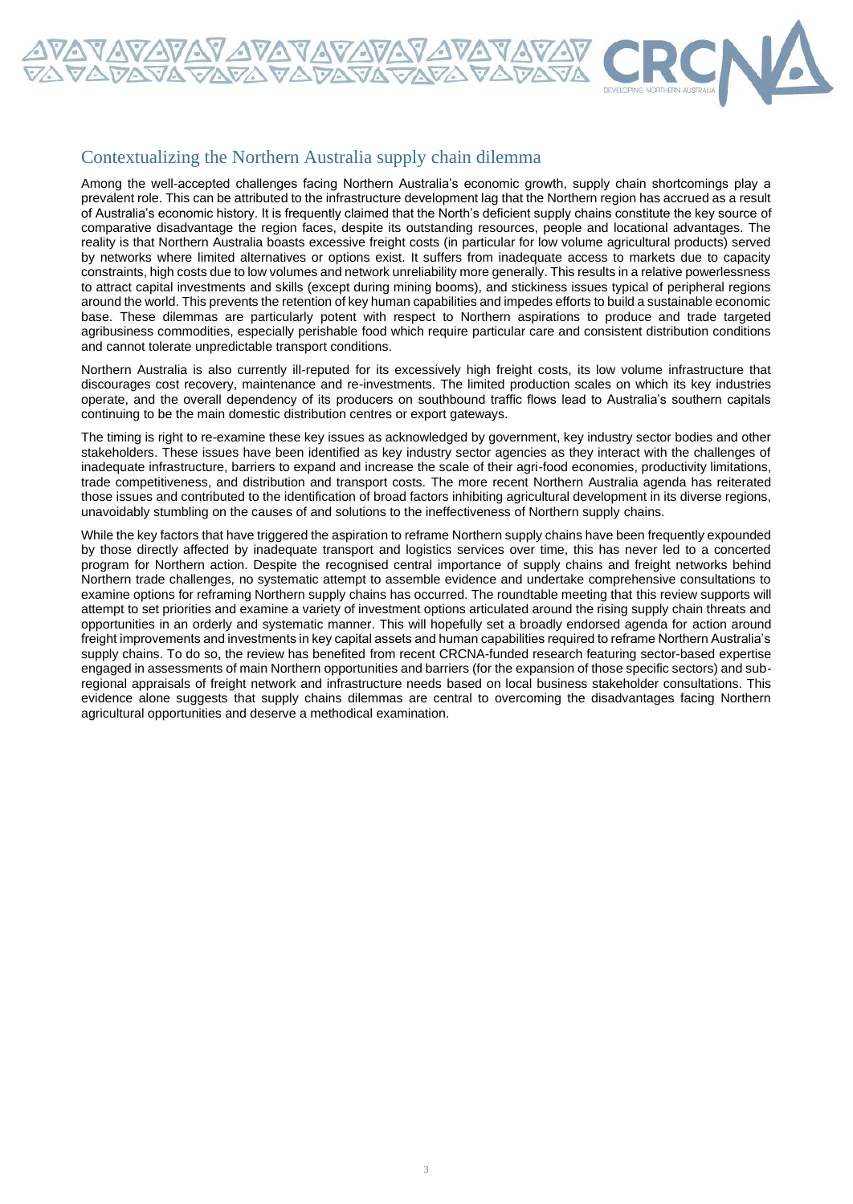## Contextualizing the Northern Australia supply chain dilemma

Among the well-accepted challenges facing Northern Australia's economic growth, supply chain shortcomings play a prevalent role. This can be attributed to the infrastructure development lag that the Northern region has accrued as a result of Australia's economic history. It is frequently claimed that the North's deficient supply chains constitute the key source of comparative disadvantage the region faces, despite its outstanding resources, people and locational advantages. The reality is that Northern Australia boasts excessive freight costs (in particular for low volume agricultural products) served by networks where limited alternatives or options exist. It suffers from inadequate access to markets due to capacity constraints, high costs due to low volumes and network unreliability more generally. This results in a relative powerlessness to attract capital investments and skills (except during mining booms), and stickiness issues typical of peripheral regions around the world. This prevents the retention of key human capabilities and impedes efforts to build a sustainable economic base. These dilemmas are particularly potent with respect to Northern aspirations to produce and trade targeted agribusiness commodities, especially perishable food which require particular care and consistent distribution conditions and cannot tolerate unpredictable transport conditions.

Northern Australia is also currently ill-reputed for its excessively high freight costs, its low volume infrastructure that discourages cost recovery, maintenance and re-investments. The limited production scales on which its key industries operate, and the overall dependency of its producers on southbound traffic flows lead to Australia's southern capitals continuing to be the main domestic distribution centres or export gateways.

The timing is right to re-examine these key issues as acknowledged by government, key industry sector bodies and other stakeholders. These issues have been identified as key industry sector agencies as they interact with the challenges of inadequate infrastructure, barriers to expand and increase the scale of their agri-food economies, productivity limitations, trade competitiveness, and distribution and transport costs. The more recent Northern Australia agenda has reiterated those issues and contributed to the identification of broad factors inhibiting agricultural development in its diverse regions, unavoidably stumbling on the causes of and solutions to the ineffectiveness of Northern supply chains.

While the key factors that have triggered the aspiration to reframe Northern supply chains have been frequently expounded by those directly affected by inadequate transport and logistics services over time, this has never led to a concerted program for Northern action. Despite the recognised central importance of supply chains and freight networks behind Northern trade challenges, no systematic attempt to assemble evidence and undertake comprehensive consultations to examine options for reframing Northern supply chains has occurred. The roundtable meeting that this review supports will attempt to set priorities and examine a variety of investment options articulated around the rising supply chain threats and opportunities in an orderly and systematic manner. This will hopefully set a broadly endorsed agenda for action around freight improvements and investments in key capital assets and human capabilities required to reframe Northern Australia's supply chains. To do so, the review has benefited from recent CRCNA-funded research featuring sector-based expertise engaged in assessments of main Northern opportunities and barriers (for the expansion of those specific sectors) and sub-regional appraisals of freight network and infrastructure needs based on local business stakeholder consultations. This evidence alone suggests that supply chains dilemmas are central to overcoming the disadvantages facing Northern agricultural opportunities and deserve a methodical examination.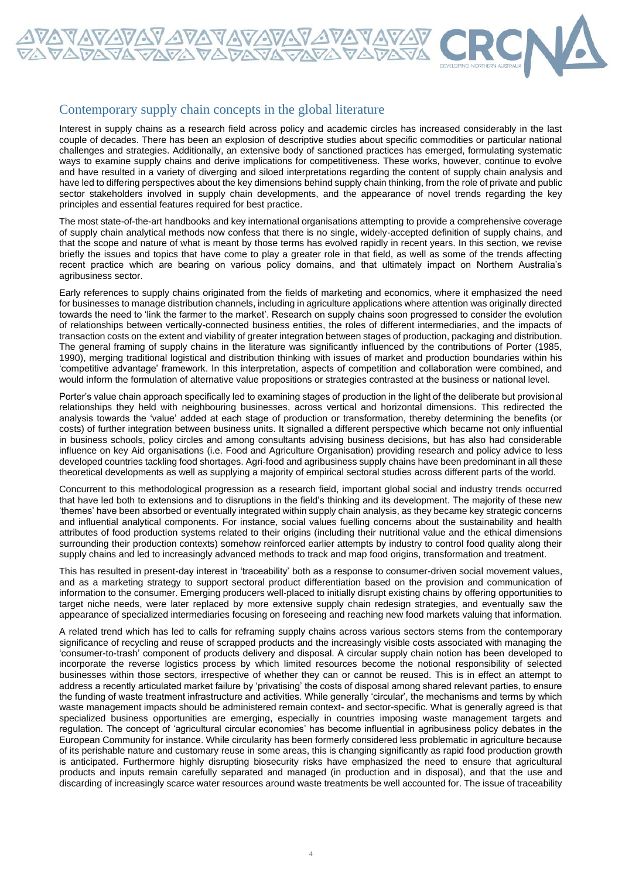## Contemporary supply chain concepts in the global literature

Interest in supply chains as a research field across policy and academic circles has increased considerably in the last couple of decades. There has been an explosion of descriptive studies about specific commodities or particular national challenges and strategies. Additionally, an extensive body of sanctioned practices has emerged, formulating systematic ways to examine supply chains and derive implications for competitiveness. These works, however, continue to evolve and have resulted in a variety of diverging and siloed interpretations regarding the content of supply chain analysis and have led to differing perspectives about the key dimensions behind supply chain thinking, from the role of private and public sector stakeholders involved in supply chain developments, and the appearance of novel trends regarding the key principles and essential features required for best practice.

The most state-of-the-art handbooks and key international organisations attempting to provide a comprehensive coverage of supply chain analytical methods now confess that there is no single, widely-accepted definition of supply chains, and that the scope and nature of what is meant by those terms has evolved rapidly in recent years. In this section, we revise briefly the issues and topics that have come to play a greater role in that field, as well as some of the trends affecting recent practice which are bearing on various policy domains, and that ultimately impact on Northern Australia's agribusiness sector.

Early references to supply chains originated from the fields of marketing and economics, where it emphasized the need for businesses to manage distribution channels, including in agriculture applications where attention was originally directed towards the need to 'link the farmer to the market'. Research on supply chains soon progressed to consider the evolution of relationships between vertically-connected business entities, the roles of different intermediaries, and the impacts of transaction costs on the extent and viability of greater integration between stages of production, packaging and distribution. The general framing of supply chains in the literature was significantly influenced by the contributions of Porter (1985, 1990), merging traditional logistical and distribution thinking with issues of market and production boundaries within his 'competitive advantage' framework. In this interpretation, aspects of competition and collaboration were combined, and would inform the formulation of alternative value propositions or strategies contrasted at the business or national level.

Porter's value chain approach specifically led to examining stages of production in the light of the deliberate but provisional relationships they held with neighbouring businesses, across vertical and horizontal dimensions. This redirected the analysis towards the 'value' added at each stage of production or transformation, thereby determining the benefits (or costs) of further integration between business units. It signalled a different perspective which became not only influential in business schools, policy circles and among consultants advising business decisions, but has also had considerable influence on key Aid organisations (i.e. Food and Agriculture Organisation) providing research and policy advice to less developed countries tackling food shortages. Agri-food and agribusiness supply chains have been predominant in all these theoretical developments as well as supplying a majority of empirical sectoral studies across different parts of the world.

Concurrent to this methodological progression as a research field, important global social and industry trends occurred that have led both to extensions and to disruptions in the field's thinking and its development. The majority of these new 'themes' have been absorbed or eventually integrated within supply chain analysis, as they became key strategic concerns and influential analytical components. For instance, social values fuelling concerns about the sustainability and health attributes of food production systems related to their origins (including their nutritional value and the ethical dimensions surrounding their production contexts) somehow reinforced earlier attempts by industry to control food quality along their supply chains and led to increasingly advanced methods to track and map food origins, transformation and treatment.

This has resulted in present-day interest in 'traceability' both as a response to consumer-driven social movement values, and as a marketing strategy to support sectoral product differentiation based on the provision and communication of information to the consumer. Emerging producers well-placed to initially disrupt existing chains by offering opportunities to target niche needs, were later replaced by more extensive supply chain redesign strategies, and eventually saw the appearance of specialized intermediaries focusing on foreseeing and reaching new food markets valuing that information.

A related trend which has led to calls for reframing supply chains across various sectors stems from the contemporary significance of recycling and reuse of scrapped products and the increasingly visible costs associated with managing the 'consumer-to-trash' component of products delivery and disposal. A circular supply chain notion has been developed to incorporate the reverse logistics process by which limited resources become the notional responsibility of selected businesses within those sectors, irrespective of whether they can or cannot be reused. This is in effect an attempt to address a recently articulated market failure by 'privatising' the costs of disposal among shared relevant parties, to ensure the funding of waste treatment infrastructure and activities. While generally 'circular', the mechanisms and terms by which waste management impacts should be administered remain context- and sector-specific. What is generally agreed is that specialized business opportunities are emerging, especially in countries imposing waste management targets and regulation. The concept of 'agricultural circular economies' has become influential in agribusiness policy debates in the European Community for instance. While circularity has been formerly considered less problematic in agriculture because of its perishable nature and customary reuse in some areas, this is changing significantly as rapid food production growth is anticipated. Furthermore highly disrupting biosecurity risks have emphasized the need to ensure that agricultural products and inputs remain carefully separated and managed (in production and in disposal), and that the use and discarding of increasingly scarce water resources around waste treatments be well accounted for. The issue of traceability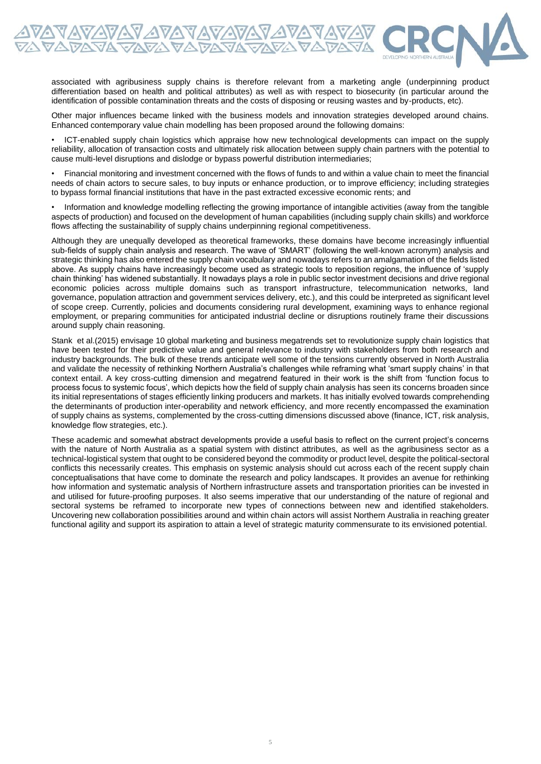associated with agribusiness supply chains is therefore relevant from a marketing angle (underpinning product differentiation based on health and political attributes) as well as with respect to biosecurity (in particular around the identification of possible contamination threats and the costs of disposing or reusing wastes and by-products, etc).

Other major influences became linked with the business models and innovation strategies developed around chains. Enhanced contemporary value chain modelling has been proposed around the following domains:

- ICT-enabled supply chain logistics which appraise how new technological developments can impact on the supply reliability, allocation of transaction costs and ultimately risk allocation between supply chain partners with the potential to cause multi-level disruptions and dislodge or bypass powerful distribution intermediaries;
- Financial monitoring and investment concerned with the flows of funds to and within a value chain to meet the financial needs of chain actors to secure sales, to buy inputs or enhance production, or to improve efficiency; including strategies to bypass formal financial institutions that have in the past extracted excessive economic rents; and
- Information and knowledge modelling reflecting the growing importance of intangible activities (away from the tangible aspects of production) and focused on the development of human capabilities (including supply chain skills) and workforce flows affecting the sustainability of supply chains underpinning regional competitiveness.

Although they are unequally developed as theoretical frameworks, these domains have become increasingly influential sub-fields of supply chain analysis and research. The wave of 'SMART' (following the well-known acronym) analysis and strategic thinking has also entered the supply chain vocabulary and nowadays refers to an amalgamation of the fields listed above. As supply chains have increasingly become used as strategic tools to reposition regions, the influence of 'supply chain thinking' has widened substantially. It nowadays plays a role in public sector investment decisions and drive regional economic policies across multiple domains such as transport infrastructure, telecommunication networks, land governance, population attraction and government services delivery, etc.), and this could be interpreted as significant level of scope creep. Currently, policies and documents considering rural development, examining ways to enhance regional employment, or preparing communities for anticipated industrial decline or disruptions routinely frame their discussions around supply chain reasoning.

Stank et al.(2015) envisage 10 global marketing and business megatrends set to revolutionize supply chain logistics that have been tested for their predictive value and general relevance to industry with stakeholders from both research and industry backgrounds. The bulk of these trends anticipate well some of the tensions currently observed in North Australia and validate the necessity of rethinking Northern Australia's challenges while reframing what 'smart supply chains' in that context entail. A key cross-cutting dimension and megatrend featured in their work is the shift from 'function focus to process focus to systemic focus', which depicts how the field of supply chain analysis has seen its concerns broaden since its initial representations of stages efficiently linking producers and markets. It has initially evolved towards comprehending the determinants of production inter-operability and network efficiency, and more recently encompassed the examination of supply chains as systems, complemented by the cross-cutting dimensions discussed above (finance, ICT, risk analysis, knowledge flow strategies, etc.).

These academic and somewhat abstract developments provide a useful basis to reflect on the current project's concerns with the nature of North Australia as a spatial system with distinct attributes, as well as the agribusiness sector as a technical-logistical system that ought to be considered beyond the commodity or product level, despite the political-sectoral conflicts this necessarily creates. This emphasis on systemic analysis should cut across each of the recent supply chain conceptualisations that have come to dominate the research and policy landscapes. It provides an avenue for rethinking how information and systematic analysis of Northern infrastructure assets and transportation priorities can be invested in and utilised for future-proofing purposes. It also seems imperative that our understanding of the nature of regional and sectoral systems be reframed to incorporate new types of connections between new and identified stakeholders. Uncovering new collaboration possibilities around and within chain actors will assist Northern Australia in reaching greater functional agility and support its aspiration to attain a level of strategic maturity commensurate to its envisioned potential.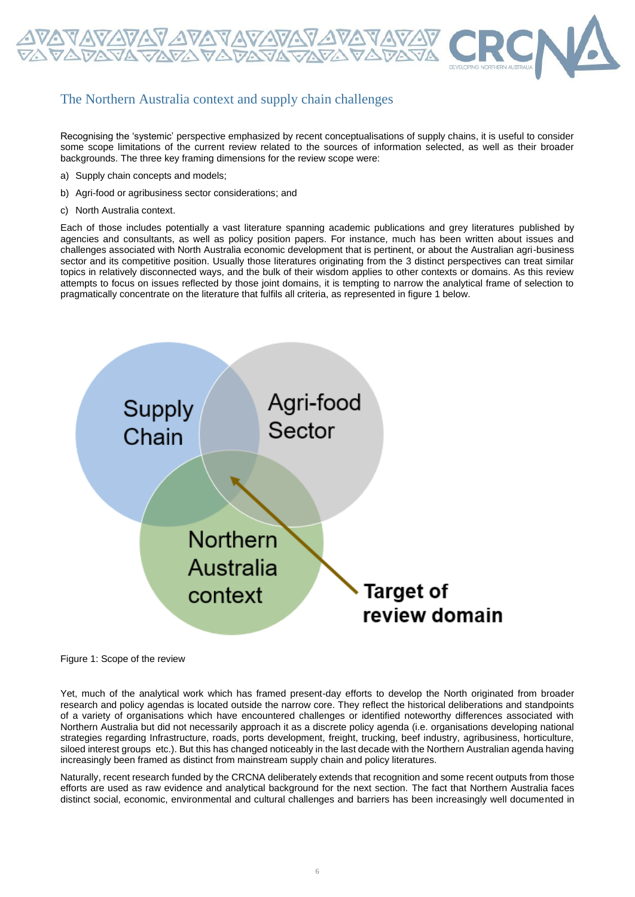## The Northern Australia context and supply chain challenges

Recognising the 'systemic' perspective emphasized by recent conceptualisations of supply chains, it is useful to consider some scope limitations of the current review related to the sources of information selected, as well as their broader backgrounds. The three key framing dimensions for the review scope were:

a) Supply chain concepts and models;

b) Agri-food or agribusiness sector considerations; and

c) North Australia context.

Each of those includes potentially a vast literature spanning academic publications and grey literatures published by agencies and consultants, as well as policy position papers. For instance, much has been written about issues and challenges associated with North Australia economic development that is pertinent, or about the Australian agri-business sector and its competitive position. Usually those literatures originating from the 3 distinct perspectives can treat similar topics in relatively disconnected ways, and the bulk of their wisdom applies to other contexts or domains. As this review attempts to focus on issues reflected by those joint domains, it is tempting to narrow the analytical frame of selection to pragmatically concentrate on the literature that fulfils all criteria, as represented in figure 1 below.

Figure 1: Scope of the review

Yet, much of the analytical work which has framed present-day efforts to develop the North originated from broader research and policy agendas is located outside the narrow core. They reflect the historical deliberations and standpoints of a variety of organisations which have encountered challenges or identified noteworthy differences associated with Northern Australia but did not necessarily approach it as a discrete policy agenda (i.e. organisations developing national strategies regarding Infrastructure, roads, ports development, freight, trucking, beef industry, agribusiness, horticulture, siloed interest groups etc.). But this has changed noticeably in the last decade with the Northern Australian agenda having increasingly been framed as distinct from mainstream supply chain and policy literatures.

Naturally, recent research funded by the CRCNA deliberately extends that recognition and some recent outputs from those efforts are used as raw evidence and analytical background for the next section. The fact that Northern Australia faces distinct social, economic, environmental and cultural challenges and barriers has been increasingly well documented in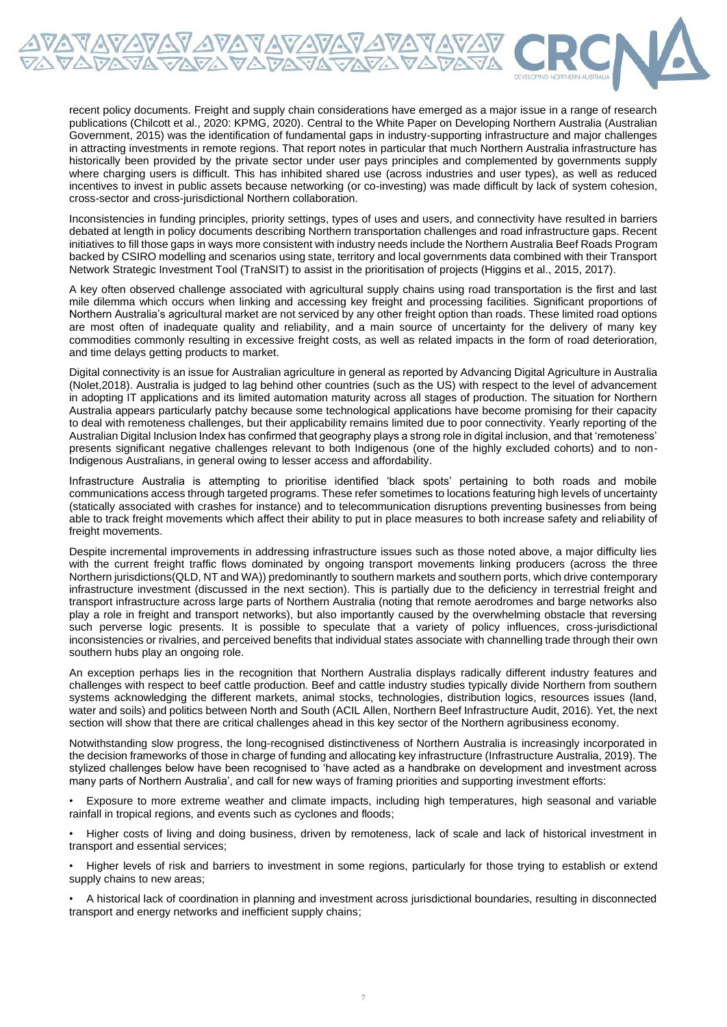recent policy documents. Freight and supply chain considerations have emerged as a major issue in a range of research publications (Chilcott et al., 2020: KPMG, 2020). Central to the White Paper on Developing Northern Australia (Australian Government, 2015) was the identification of fundamental gaps in industry-supporting infrastructure and major challenges in attracting investments in remote regions. That report notes in particular that much Northern Australia infrastructure has historically been provided by the private sector under user pays principles and complemented by governments supply where charging users is difficult. This has inhibited shared use (across industries and user types), as well as reduced incentives to invest in public assets because networking (or co-investing) was made difficult by lack of system cohesion, cross-sector and cross-jurisdictional Northern collaboration.

Inconsistencies in funding principles, priority settings, types of uses and users, and connectivity have resulted in barriers debated at length in policy documents describing Northern transportation challenges and road infrastructure gaps. Recent initiatives to fill those gaps in ways more consistent with industry needs include the Northern Australia Beef Roads Program backed by CSIRO modelling and scenarios using state, territory and local governments data combined with their Transport Network Strategic Investment Tool (TraNSIT) to assist in the prioritisation of projects (Higgins et al., 2015, 2017).

A key often observed challenge associated with agricultural supply chains using road transportation is the first and last mile dilemma which occurs when linking and accessing key freight and processing facilities. Significant proportions of Northern Australia's agricultural market are not serviced by any other freight option than roads. These limited road options are most often of inadequate quality and reliability, and a main source of uncertainty for the delivery of many key commodities commonly resulting in excessive freight costs, as well as related impacts in the form of road deterioration, and time delays getting products to market.

Digital connectivity is an issue for Australian agriculture in general as reported by Advancing Digital Agriculture in Australia (Nolet,2018). Australia is judged to lag behind other countries (such as the US) with respect to the level of advancement in adopting IT applications and its limited automation maturity across all stages of production. The situation for Northern Australia appears particularly patchy because some technological applications have become promising for their capacity to deal with remoteness challenges, but their applicability remains limited due to poor connectivity. Yearly reporting of the Australian Digital Inclusion Index has confirmed that geography plays a strong role in digital inclusion, and that 'remoteness' presents significant negative challenges relevant to both Indigenous (one of the highly excluded cohorts) and to non-Indigenous Australians, in general owing to lesser access and affordability.

Infrastructure Australia is attempting to prioritise identified 'black spots' pertaining to both roads and mobile communications access through targeted programs. These refer sometimes to locations featuring high levels of uncertainty (statically associated with crashes for instance) and to telecommunication disruptions preventing businesses from being able to track freight movements which affect their ability to put in place measures to both increase safety and reliability of freight movements.

Despite incremental improvements in addressing infrastructure issues such as those noted above, a major difficulty lies with the current freight traffic flows dominated by ongoing transport movements linking producers (across the three Northern jurisdictions(QLD, NT and WA)) predominantly to southern markets and southern ports, which drive contemporary infrastructure investment (discussed in the next section). This is partially due to the deficiency in terrestrial freight and transport infrastructure across large parts of Northern Australia (noting that remote aerodromes and barge networks also play a role in freight and transport networks), but also importantly caused by the overwhelming obstacle that reversing such perverse logic presents. It is possible to speculate that a variety of policy influences, cross-jurisdictional inconsistencies or rivalries, and perceived benefits that individual states associate with channelling trade through their own southern hubs play an ongoing role.

An exception perhaps lies in the recognition that Northern Australia displays radically different industry features and challenges with respect to beef cattle production. Beef and cattle industry studies typically divide Northern from southern systems acknowledging the different markets, animal stocks, technologies, distribution logics, resources issues (land, water and soils) and politics between North and South (ACIL Allen, Northern Beef Infrastructure Audit, 2016). Yet, the next section will show that there are critical challenges ahead in this key sector of the Northern agribusiness economy.

Notwithstanding slow progress, the long-recognised distinctiveness of Northern Australia is increasingly incorporated in the decision frameworks of those in charge of funding and allocating key infrastructure (Infrastructure Australia, 2019). The stylized challenges below have been recognised to 'have acted as a handbrake on development and investment across many parts of Northern Australia', and call for new ways of framing priorities and supporting investment efforts:

- Exposure to more extreme weather and climate impacts, including high temperatures, high seasonal and variable rainfall in tropical regions, and events such as cyclones and floods;
- Higher costs of living and doing business, driven by remoteness, lack of scale and lack of historical investment in transport and essential services;
- Higher levels of risk and barriers to investment in some regions, particularly for those trying to establish or extend supply chains to new areas;
- A historical lack of coordination in planning and investment across jurisdictional boundaries, resulting in disconnected transport and energy networks and inefficient supply chains;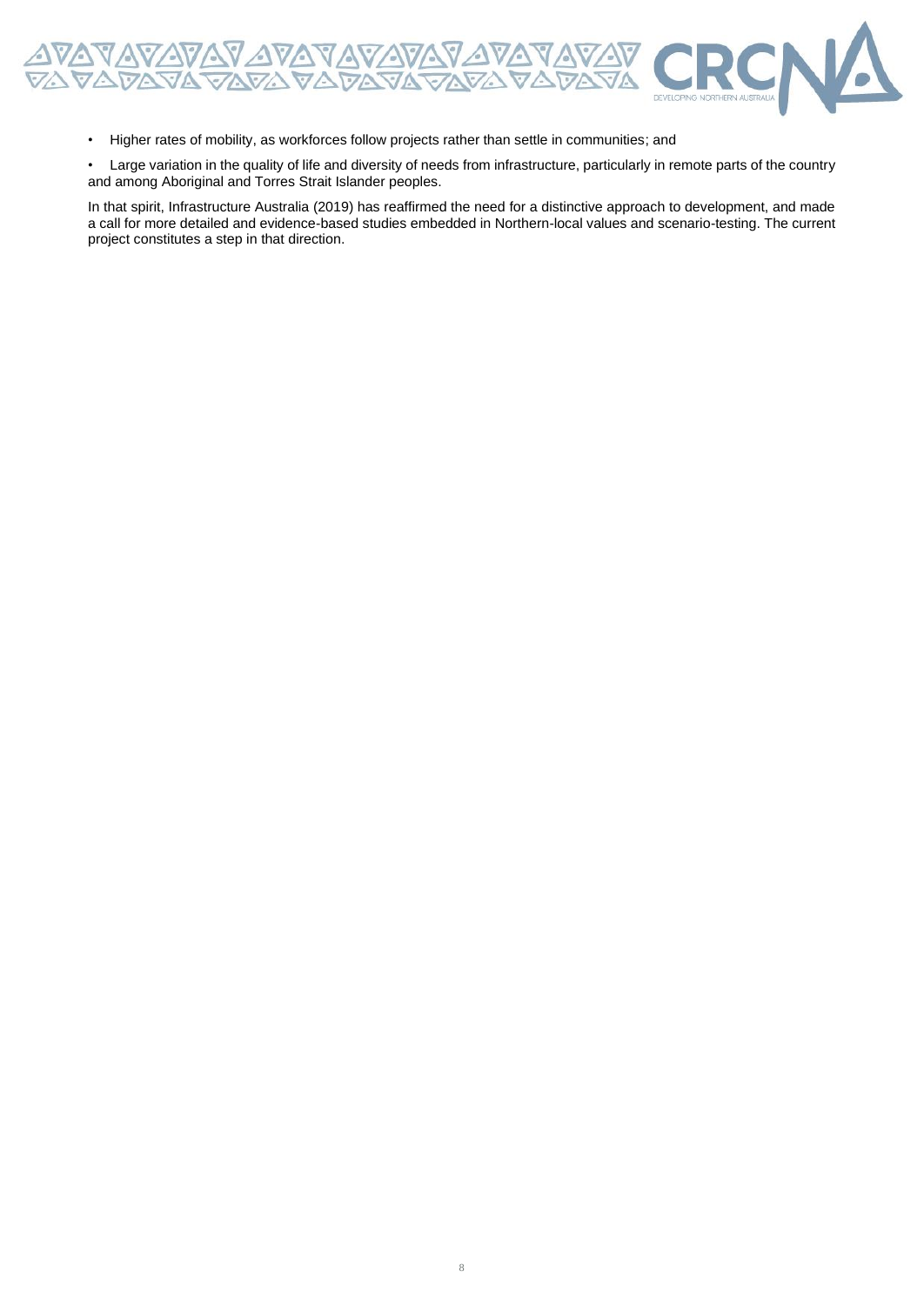- Higher rates of mobility, as workforces follow projects rather than settle in communities; and
- Large variation in the quality of life and diversity of needs from infrastructure, particularly in remote parts of the country and among Aboriginal and Torres Strait Islander peoples.

In that spirit, Infrastructure Australia (2019) has reaffirmed the need for a distinctive approach to development, and made a call for more detailed and evidence-based studies embedded in Northern-local values and scenario-testing. The current project constitutes a step in that direction.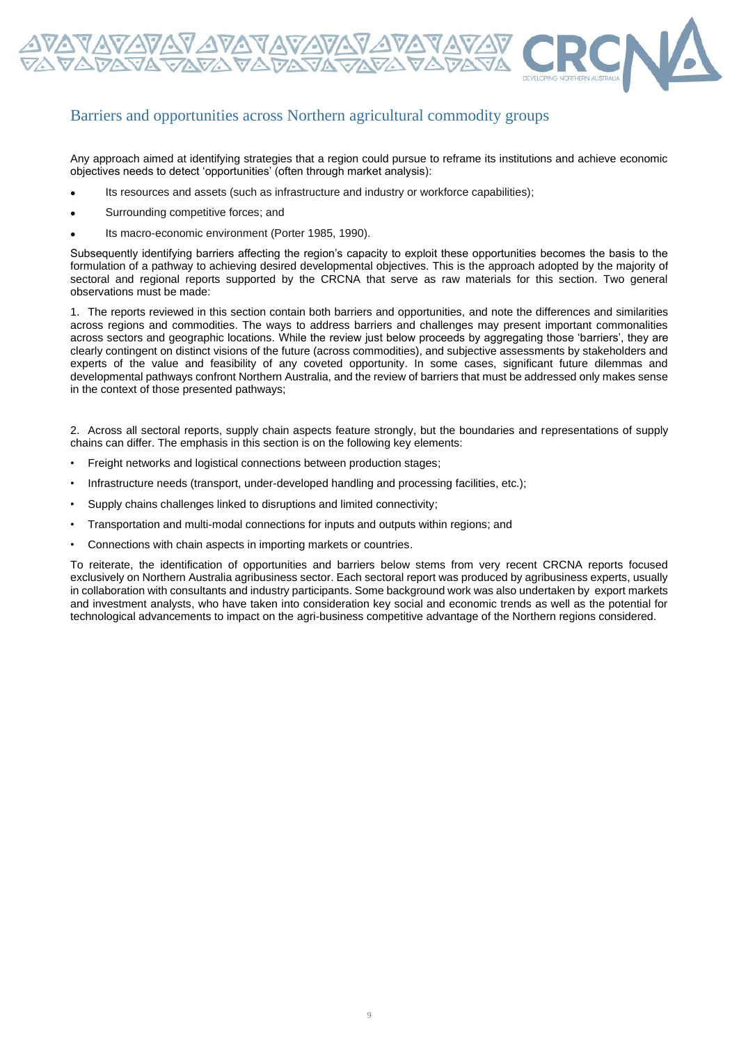## Barriers and opportunities across Northern agricultural commodity groups

Any approach aimed at identifying strategies that a region could pursue to reframe its institutions and achieve economic objectives needs to detect 'opportunities' (often through market analysis):

- Its resources and assets (such as infrastructure and industry or workforce capabilities);
- Surrounding competitive forces; and
- Its macro-economic environment (Porter 1985, 1990).

Subsequently identifying barriers affecting the region's capacity to exploit these opportunities becomes the basis to the formulation of a pathway to achieving desired developmental objectives. This is the approach adopted by the majority of sectoral and regional reports supported by the CRCNA that serve as raw materials for this section. Two general observations must be made:

1. The reports reviewed in this section contain both barriers and opportunities, and note the differences and similarities across regions and commodities. The ways to address barriers and challenges may present important commonalities across sectors and geographic locations. While the review just below proceeds by aggregating those 'barriers', they are clearly contingent on distinct visions of the future (across commodities), and subjective assessments by stakeholders and experts of the value and feasibility of any coveted opportunity. In some cases, significant future dilemmas and developmental pathways confront Northern Australia, and the review of barriers that must be addressed only makes sense in the context of those presented pathways;

2. Across all sectoral reports, supply chain aspects feature strongly, but the boundaries and representations of supply chains can differ. The emphasis in this section is on the following key elements:

- Freight networks and logistical connections between production stages;
- Infrastructure needs (transport, under-developed handling and processing facilities, etc.);
- Supply chains challenges linked to disruptions and limited connectivity;
- Transportation and multi-modal connections for inputs and outputs within regions; and
- Connections with chain aspects in importing markets or countries.

To reiterate, the identification of opportunities and barriers below stems from very recent CRCNA reports focused exclusively on Northern Australia agribusiness sector. Each sectoral report was produced by agribusiness experts, usually in collaboration with consultants and industry participants. Some background work was also undertaken by export markets and investment analysts, who have taken into consideration key social and economic trends as well as the potential for technological advancements to impact on the agri-business competitive advantage of the Northern regions considered.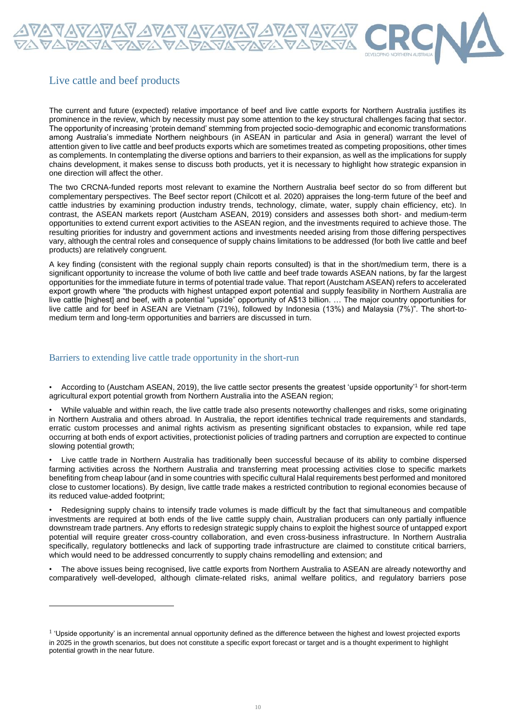## Live cattle and beef products

The current and future (expected) relative importance of beef and live cattle exports for Northern Australia justifies its prominence in the review, which by necessity must pay some attention to the key structural challenges facing that sector. The opportunity of increasing 'protein demand' stemming from projected socio-demographic and economic transformations among Australia's immediate Northern neighbours (in ASEAN in particular and Asia in general) warrant the level of attention given to live cattle and beef products exports which are sometimes treated as competing propositions, other times as complements. In contemplating the diverse options and barriers to their expansion, as well as the implications for supply chains development, it makes sense to discuss both products, yet it is necessary to highlight how strategic expansion in one direction will affect the other.

The two CRCNA-funded reports most relevant to examine the Northern Australia beef sector do so from different but complementary perspectives. The Beef sector report (Chilcott et al. 2020) appraises the long-term future of the beef and cattle industries by examining production industry trends, technology, climate, water, supply chain efficiency, etc). In contrast, the ASEAN markets report (Austcham ASEAN, 2019) considers and assesses both short- and medium-term opportunities to extend current export activities to the ASEAN region, and the investments required to achieve those. The resulting priorities for industry and government actions and investments needed arising from those differing perspectives vary, although the central roles and consequence of supply chains limitations to be addressed (for both live cattle and beef products) are relatively congruent.

A key finding (consistent with the regional supply chain reports consulted) is that in the short/medium term, there is a significant opportunity to increase the volume of both live cattle and beef trade towards ASEAN nations, by far the largest opportunities for the immediate future in terms of potential trade value. That report (Austcham ASEAN) refers to accelerated export growth where "the products with highest untapped export potential and supply feasibility in Northern Australia are live cattle [highest] and beef, with a potential "upside" opportunity of A$13 billion. … The major country opportunities for live cattle and for beef in ASEAN are Vietnam (71%), followed by Indonesia (13%) and Malaysia (7%)". The short-to-medium term and long-term opportunities and barriers are discussed in turn.

### Barriers to extending live cattle trade opportunity in the short-run

- According to (Austcham ASEAN, 2019), the live cattle sector presents the greatest 'upside opportunity'[1] for short-term agricultural export potential growth from Northern Australia into the ASEAN region;
- While valuable and within reach, the live cattle trade also presents noteworthy challenges and risks, some originating in Northern Australia and others abroad. In Australia, the report identifies technical trade requirements and standards, erratic custom processes and animal rights activism as presenting significant obstacles to expansion, while red tape occurring at both ends of export activities, protectionist policies of trading partners and corruption are expected to continue slowing potential growth;
- Live cattle trade in Northern Australia has traditionally been successful because of its ability to combine dispersed farming activities across the Northern Australia and transferring meat processing activities close to specific markets benefiting from cheap labour (and in some countries with specific cultural Halal requirements best performed and monitored close to customer locations). By design, live cattle trade makes a restricted contribution to regional economies because of its reduced value-added footprint;
- Redesigning supply chains to intensify trade volumes is made difficult by the fact that simultaneous and compatible investments are required at both ends of the live cattle supply chain, Australian producers can only partially influence downstream trade partners. Any efforts to redesign strategic supply chains to exploit the highest source of untapped export potential will require greater cross-country collaboration, and even cross-business infrastructure. In Northern Australia specifically, regulatory bottlenecks and lack of supporting trade infrastructure are claimed to constitute critical barriers, which would need to be addressed concurrently to supply chains remodelling and extension; and
- The above issues being recognised, live cattle exports from Northern Australia to ASEAN are already noteworthy and comparatively well-developed, although climate-related risks, animal welfare politics, and regulatory barriers pose

[1] 'Upside opportunity' is an incremental annual opportunity defined as the difference between the highest and lowest projected exports in 2025 in the growth scenarios, but does not constitute a specific export forecast or target and is a thought experiment to highlight potential growth in the near future.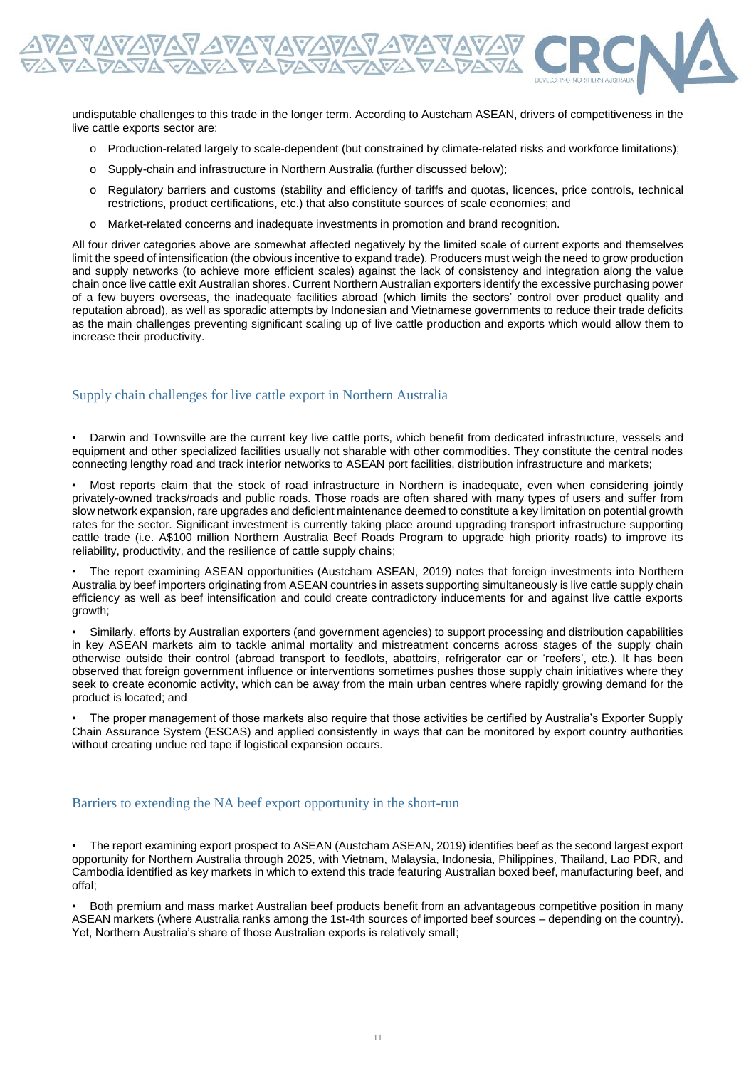undisputable challenges to this trade in the longer term. According to Austcham ASEAN, drivers of competitiveness in the live cattle exports sector are:

- Production-related largely to scale-dependent (but constrained by climate-related risks and workforce limitations);
- Supply-chain and infrastructure in Northern Australia (further discussed below);
- Regulatory barriers and customs (stability and efficiency of tariffs and quotas, licences, price controls, technical restrictions, product certifications, etc.) that also constitute sources of scale economies; and
- Market-related concerns and inadequate investments in promotion and brand recognition.

All four driver categories above are somewhat affected negatively by the limited scale of current exports and themselves limit the speed of intensification (the obvious incentive to expand trade). Producers must weigh the need to grow production and supply networks (to achieve more efficient scales) against the lack of consistency and integration along the value chain once live cattle exit Australian shores. Current Northern Australian exporters identify the excessive purchasing power of a few buyers overseas, the inadequate facilities abroad (which limits the sectors' control over product quality and reputation abroad), as well as sporadic attempts by Indonesian and Vietnamese governments to reduce their trade deficits as the main challenges preventing significant scaling up of live cattle production and exports which would allow them to increase their productivity.

## Supply chain challenges for live cattle export in Northern Australia

- Darwin and Townsville are the current key live cattle ports, which benefit from dedicated infrastructure, vessels and equipment and other specialized facilities usually not sharable with other commodities. They constitute the central nodes connecting lengthy road and track interior networks to ASEAN port facilities, distribution infrastructure and markets;
- Most reports claim that the stock of road infrastructure in Northern is inadequate, even when considering jointly privately-owned tracks/roads and public roads. Those roads are often shared with many types of users and suffer from slow network expansion, rare upgrades and deficient maintenance deemed to constitute a key limitation on potential growth rates for the sector. Significant investment is currently taking place around upgrading transport infrastructure supporting cattle trade (i.e. A$100 million Northern Australia Beef Roads Program to upgrade high priority roads) to improve its reliability, productivity, and the resilience of cattle supply chains;
- The report examining ASEAN opportunities (Austcham ASEAN, 2019) notes that foreign investments into Northern Australia by beef importers originating from ASEAN countries in assets supporting simultaneously is live cattle supply chain efficiency as well as beef intensification and could create contradictory inducements for and against live cattle exports growth;
- Similarly, efforts by Australian exporters (and government agencies) to support processing and distribution capabilities in key ASEAN markets aim to tackle animal mortality and mistreatment concerns across stages of the supply chain otherwise outside their control (abroad transport to feedlots, abattoirs, refrigerator car or 'reefers', etc.). It has been observed that foreign government influence or interventions sometimes pushes those supply chain initiatives where they seek to create economic activity, which can be away from the main urban centres where rapidly growing demand for the product is located; and
- The proper management of those markets also require that those activities be certified by Australia's Exporter Supply Chain Assurance System (ESCAS) and applied consistently in ways that can be monitored by export country authorities without creating undue red tape if logistical expansion occurs.

## Barriers to extending the NA beef export opportunity in the short-run

- The report examining export prospect to ASEAN (Austcham ASEAN, 2019) identifies beef as the second largest export opportunity for Northern Australia through 2025, with Vietnam, Malaysia, Indonesia, Philippines, Thailand, Lao PDR, and Cambodia identified as key markets in which to extend this trade featuring Australian boxed beef, manufacturing beef, and offal;
- Both premium and mass market Australian beef products benefit from an advantageous competitive position in many ASEAN markets (where Australia ranks among the 1st-4th sources of imported beef sources – depending on the country). Yet, Northern Australia's share of those Australian exports is relatively small;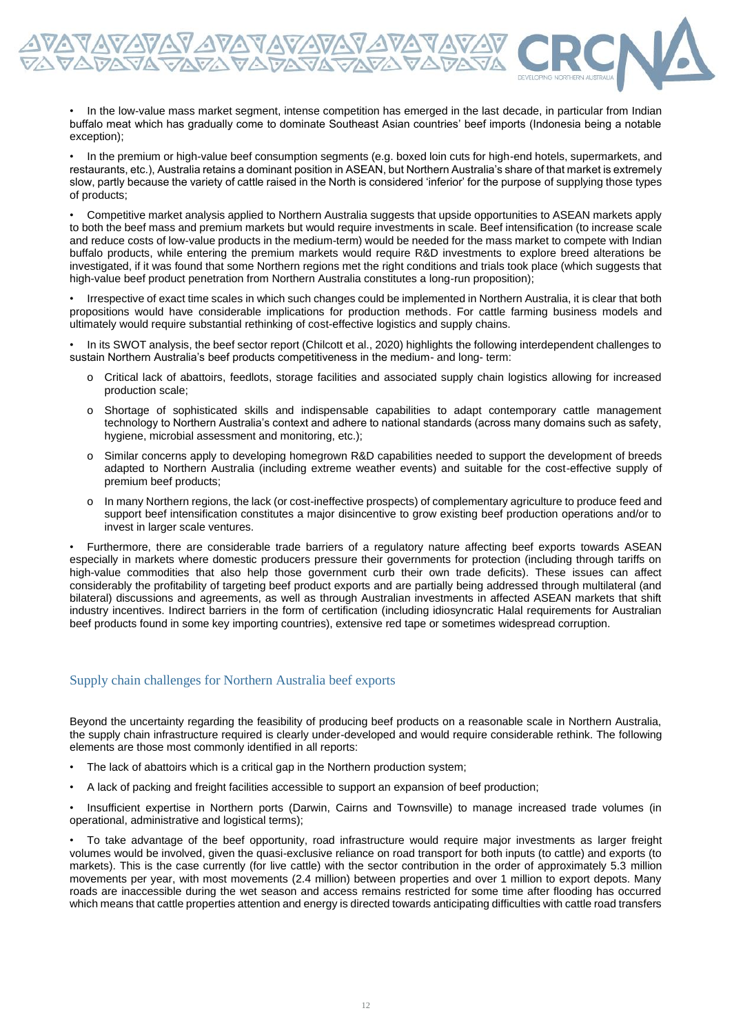- In the low-value mass market segment, intense competition has emerged in the last decade, in particular from Indian buffalo meat which has gradually come to dominate Southeast Asian countries' beef imports (Indonesia being a notable exception);

- In the premium or high-value beef consumption segments (e.g. boxed loin cuts for high-end hotels, supermarkets, and restaurants, etc.), Australia retains a dominant position in ASEAN, but Northern Australia's share of that market is extremely slow, partly because the variety of cattle raised in the North is considered 'inferior' for the purpose of supplying those types of products;

- Competitive market analysis applied to Northern Australia suggests that upside opportunities to ASEAN markets apply to both the beef mass and premium markets but would require investments in scale. Beef intensification (to increase scale and reduce costs of low-value products in the medium-term) would be needed for the mass market to compete with Indian buffalo products, while entering the premium markets would require R&D investments to explore breed alterations be investigated, if it was found that some Northern regions met the right conditions and trials took place (which suggests that high-value beef product penetration from Northern Australia constitutes a long-run proposition);

- Irrespective of exact time scales in which such changes could be implemented in Northern Australia, it is clear that both propositions would have considerable implications for production methods. For cattle farming business models and ultimately would require substantial rethinking of cost-effective logistics and supply chains.

- In its SWOT analysis, the beef sector report (Chilcott et al., 2020) highlights the following interdependent challenges to sustain Northern Australia's beef products competitiveness in the medium- and long- term:
    - Critical lack of abattoirs, feedlots, storage facilities and associated supply chain logistics allowing for increased production scale;
    - Shortage of sophisticated skills and indispensable capabilities to adapt contemporary cattle management technology to Northern Australia's context and adhere to national standards (across many domains such as safety, hygiene, microbial assessment and monitoring, etc.);
    - Similar concerns apply to developing homegrown R&D capabilities needed to support the development of breeds adapted to Northern Australia (including extreme weather events) and suitable for the cost-effective supply of premium beef products;
    - In many Northern regions, the lack (or cost-ineffective prospects) of complementary agriculture to produce feed and support beef intensification constitutes a major disincentive to grow existing beef production operations and/or to invest in larger scale ventures.

- Furthermore, there are considerable trade barriers of a regulatory nature affecting beef exports towards ASEAN especially in markets where domestic producers pressure their governments for protection (including through tariffs on high-value commodities that also help those government curb their own trade deficits). These issues can affect considerably the profitability of targeting beef product exports and are partially being addressed through multilateral (and bilateral) discussions and agreements, as well as through Australian investments in affected ASEAN markets that shift industry incentives. Indirect barriers in the form of certification (including idiosyncratic Halal requirements for Australian beef products found in some key importing countries), extensive red tape or sometimes widespread corruption.

## Supply chain challenges for Northern Australia beef exports

Beyond the uncertainty regarding the feasibility of producing beef products on a reasonable scale in Northern Australia, the supply chain infrastructure required is clearly under-developed and would require considerable rethink. The following elements are those most commonly identified in all reports:

- The lack of abattoirs which is a critical gap in the Northern production system;
- A lack of packing and freight facilities accessible to support an expansion of beef production;
- Insufficient expertise in Northern ports (Darwin, Cairns and Townsville) to manage increased trade volumes (in operational, administrative and logistical terms);
- To take advantage of the beef opportunity, road infrastructure would require major investments as larger freight volumes would be involved, given the quasi-exclusive reliance on road transport for both inputs (to cattle) and exports (to markets). This is the case currently (for live cattle) with the sector contribution in the order of approximately 5.3 million movements per year, with most movements (2.4 million) between properties and over 1 million to export depots. Many roads are inaccessible during the wet season and access remains restricted for some time after flooding has occurred which means that cattle properties attention and energy is directed towards anticipating difficulties with cattle road transfers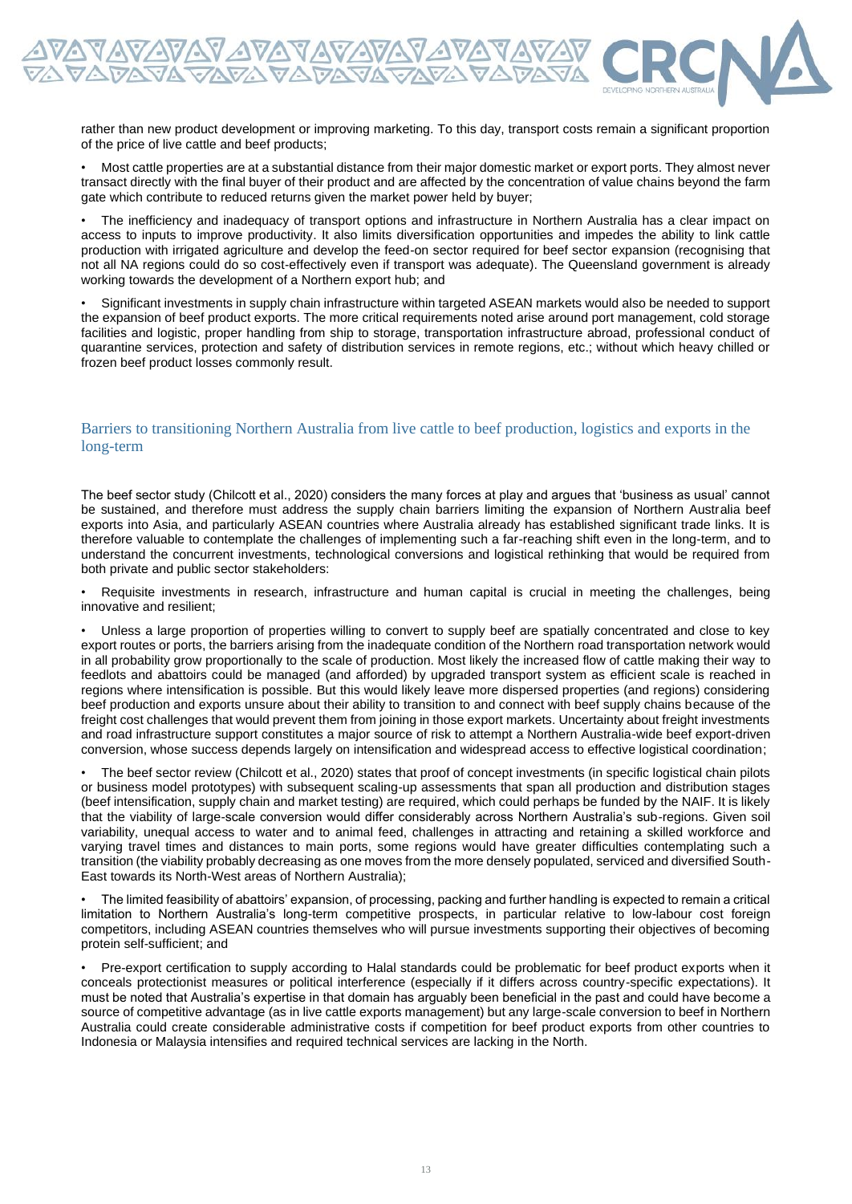rather than new product development or improving marketing. To this day, transport costs remain a significant proportion of the price of live cattle and beef products;

- Most cattle properties are at a substantial distance from their major domestic market or export ports. They almost never transact directly with the final buyer of their product and are affected by the concentration of value chains beyond the farm gate which contribute to reduced returns given the market power held by buyer;
- The inefficiency and inadequacy of transport options and infrastructure in Northern Australia has a clear impact on access to inputs to improve productivity. It also limits diversification opportunities and impedes the ability to link cattle production with irrigated agriculture and develop the feed-on sector required for beef sector expansion (recognising that not all NA regions could do so cost-effectively even if transport was adequate). The Queensland government is already working towards the development of a Northern export hub; and
- Significant investments in supply chain infrastructure within targeted ASEAN markets would also be needed to support the expansion of beef product exports. The more critical requirements noted arise around port management, cold storage facilities and logistic, proper handling from ship to storage, transportation infrastructure abroad, professional conduct of quarantine services, protection and safety of distribution services in remote regions, etc.; without which heavy chilled or frozen beef product losses commonly result.

## Barriers to transitioning Northern Australia from live cattle to beef production, logistics and exports in the long-term

The beef sector study (Chilcott et al., 2020) considers the many forces at play and argues that 'business as usual' cannot be sustained, and therefore must address the supply chain barriers limiting the expansion of Northern Australia beef exports into Asia, and particularly ASEAN countries where Australia already has established significant trade links. It is therefore valuable to contemplate the challenges of implementing such a far-reaching shift even in the long-term, and to understand the concurrent investments, technological conversions and logistical rethinking that would be required from both private and public sector stakeholders:

- Requisite investments in research, infrastructure and human capital is crucial in meeting the challenges, being innovative and resilient;
- Unless a large proportion of properties willing to convert to supply beef are spatially concentrated and close to key export routes or ports, the barriers arising from the inadequate condition of the Northern road transportation network would in all probability grow proportionally to the scale of production. Most likely the increased flow of cattle making their way to feedlots and abattoirs could be managed (and afforded) by upgraded transport system as efficient scale is reached in regions where intensification is possible. But this would likely leave more dispersed properties (and regions) considering beef production and exports unsure about their ability to transition to and connect with beef supply chains because of the freight cost challenges that would prevent them from joining in those export markets. Uncertainty about freight investments and road infrastructure support constitutes a major source of risk to attempt a Northern Australia-wide beef export-driven conversion, whose success depends largely on intensification and widespread access to effective logistical coordination;
- The beef sector review (Chilcott et al., 2020) states that proof of concept investments (in specific logistical chain pilots or business model prototypes) with subsequent scaling-up assessments that span all production and distribution stages (beef intensification, supply chain and market testing) are required, which could perhaps be funded by the NAIF. It is likely that the viability of large-scale conversion would differ considerably across Northern Australia's sub-regions. Given soil variability, unequal access to water and to animal feed, challenges in attracting and retaining a skilled workforce and varying travel times and distances to main ports, some regions would have greater difficulties contemplating such a transition (the viability probably decreasing as one moves from the more densely populated, serviced and diversified South-East towards its North-West areas of Northern Australia);
- The limited feasibility of abattoirs' expansion, of processing, packing and further handling is expected to remain a critical limitation to Northern Australia's long-term competitive prospects, in particular relative to low-labour cost foreign competitors, including ASEAN countries themselves who will pursue investments supporting their objectives of becoming protein self-sufficient; and
- Pre-export certification to supply according to Halal standards could be problematic for beef product exports when it conceals protectionist measures or political interference (especially if it differs across country-specific expectations). It must be noted that Australia's expertise in that domain has arguably been beneficial in the past and could have become a source of competitive advantage (as in live cattle exports management) but any large-scale conversion to beef in Northern Australia could create considerable administrative costs if competition for beef product exports from other countries to Indonesia or Malaysia intensifies and required technical services are lacking in the North.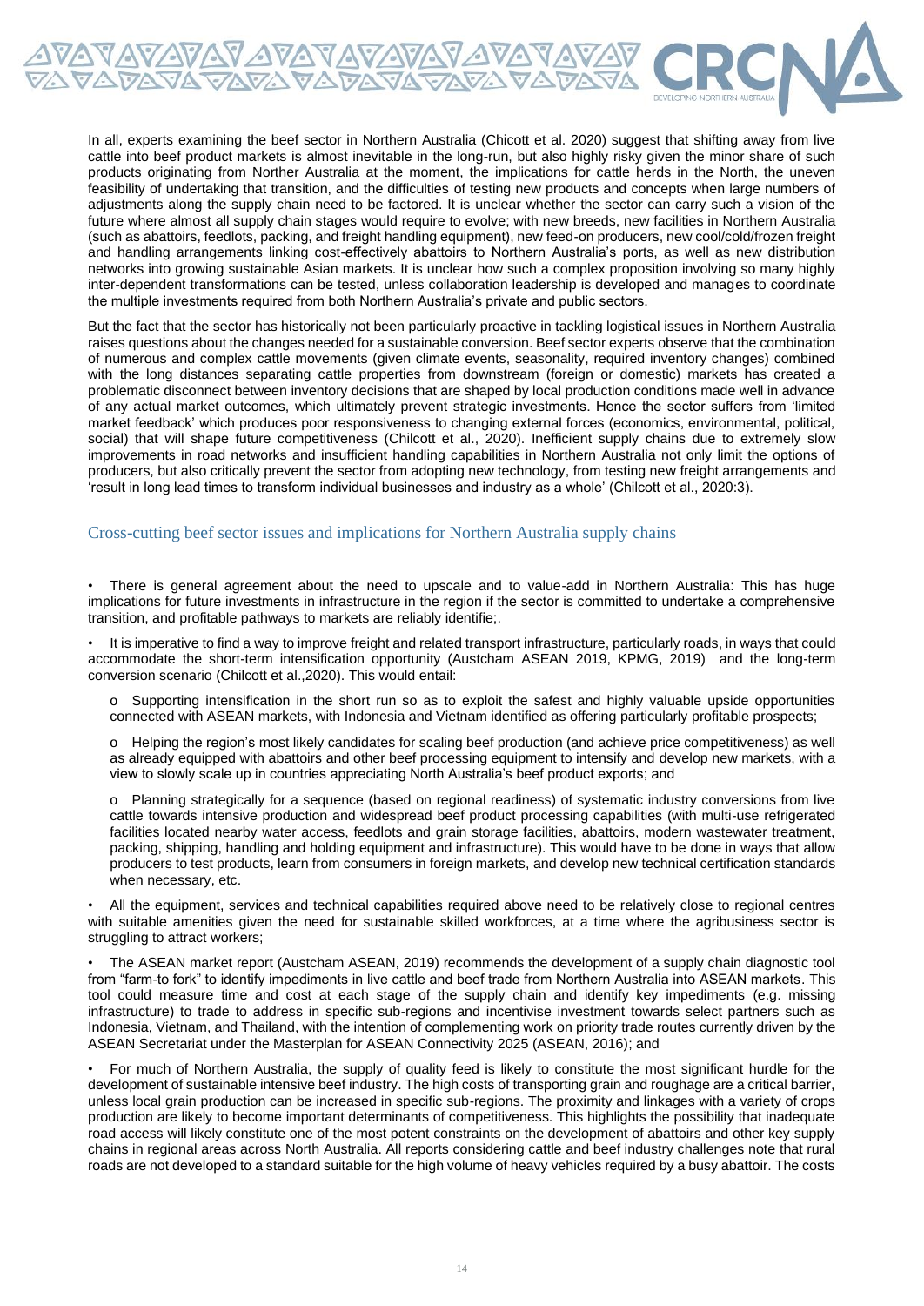In all, experts examining the beef sector in Northern Australia (Chicott et al. 2020) suggest that shifting away from live cattle into beef product markets is almost inevitable in the long-run, but also highly risky given the minor share of such products originating from Norther Australia at the moment, the implications for cattle herds in the North, the uneven feasibility of undertaking that transition, and the difficulties of testing new products and concepts when large numbers of adjustments along the supply chain need to be factored. It is unclear whether the sector can carry such a vision of the future where almost all supply chain stages would require to evolve; with new breeds, new facilities in Northern Australia (such as abattoirs, feedlots, packing, and freight handling equipment), new feed-on producers, new cool/cold/frozen freight and handling arrangements linking cost-effectively abattoirs to Northern Australia's ports, as well as new distribution networks into growing sustainable Asian markets. It is unclear how such a complex proposition involving so many highly inter-dependent transformations can be tested, unless collaboration leadership is developed and manages to coordinate the multiple investments required from both Northern Australia's private and public sectors.

But the fact that the sector has historically not been particularly proactive in tackling logistical issues in Northern Australia raises questions about the changes needed for a sustainable conversion. Beef sector experts observe that the combination of numerous and complex cattle movements (given climate events, seasonality, required inventory changes) combined with the long distances separating cattle properties from downstream (foreign or domestic) markets has created a problematic disconnect between inventory decisions that are shaped by local production conditions made well in advance of any actual market outcomes, which ultimately prevent strategic investments. Hence the sector suffers from 'limited market feedback' which produces poor responsiveness to changing external forces (economics, environmental, political, social) that will shape future competitiveness (Chilcott et al., 2020). Inefficient supply chains due to extremely slow improvements in road networks and insufficient handling capabilities in Northern Australia not only limit the options of producers, but also critically prevent the sector from adopting new technology, from testing new freight arrangements and 'result in long lead times to transform individual businesses and industry as a whole' (Chilcott et al., 2020:3).

## Cross-cutting beef sector issues and implications for Northern Australia supply chains

- There is general agreement about the need to upscale and to value-add in Northern Australia: This has huge implications for future investments in infrastructure in the region if the sector is committed to undertake a comprehensive transition, and profitable pathways to markets are reliably identifie;.
- It is imperative to find a way to improve freight and related transport infrastructure, particularly roads, in ways that could accommodate the short-term intensification opportunity (Austcham ASEAN 2019, KPMG, 2019) and the long-term conversion scenario (Chilcott et al.,2020). This would entail:
  - Supporting intensification in the short run so as to exploit the safest and highly valuable upside opportunities connected with ASEAN markets, with Indonesia and Vietnam identified as offering particularly profitable prospects;
  - Helping the region's most likely candidates for scaling beef production (and achieve price competitiveness) as well as already equipped with abattoirs and other beef processing equipment to intensify and develop new markets, with a view to slowly scale up in countries appreciating North Australia's beef product exports; and
  - Planning strategically for a sequence (based on regional readiness) of systematic industry conversions from live cattle towards intensive production and widespread beef product processing capabilities (with multi-use refrigerated facilities located nearby water access, feedlots and grain storage facilities, abattoirs, modern wastewater treatment, packing, shipping, handling and holding equipment and infrastructure). This would have to be done in ways that allow producers to test products, learn from consumers in foreign markets, and develop new technical certification standards when necessary, etc.
- All the equipment, services and technical capabilities required above need to be relatively close to regional centres with suitable amenities given the need for sustainable skilled workforces, at a time where the agribusiness sector is struggling to attract workers;
- The ASEAN market report (Austcham ASEAN, 2019) recommends the development of a supply chain diagnostic tool from "farm-to fork" to identify impediments in live cattle and beef trade from Northern Australia into ASEAN markets. This tool could measure time and cost at each stage of the supply chain and identify key impediments (e.g. missing infrastructure) to trade to address in specific sub-regions and incentivise investment towards select partners such as Indonesia, Vietnam, and Thailand, with the intention of complementing work on priority trade routes currently driven by the ASEAN Secretariat under the Masterplan for ASEAN Connectivity 2025 (ASEAN, 2016); and
- For much of Northern Australia, the supply of quality feed is likely to constitute the most significant hurdle for the development of sustainable intensive beef industry. The high costs of transporting grain and roughage are a critical barrier, unless local grain production can be increased in specific sub-regions. The proximity and linkages with a variety of crops production are likely to become important determinants of competitiveness. This highlights the possibility that inadequate road access will likely constitute one of the most potent constraints on the development of abattoirs and other key supply chains in regional areas across North Australia. All reports considering cattle and beef industry challenges note that rural roads are not developed to a standard suitable for the high volume of heavy vehicles required by a busy abattoir. The costs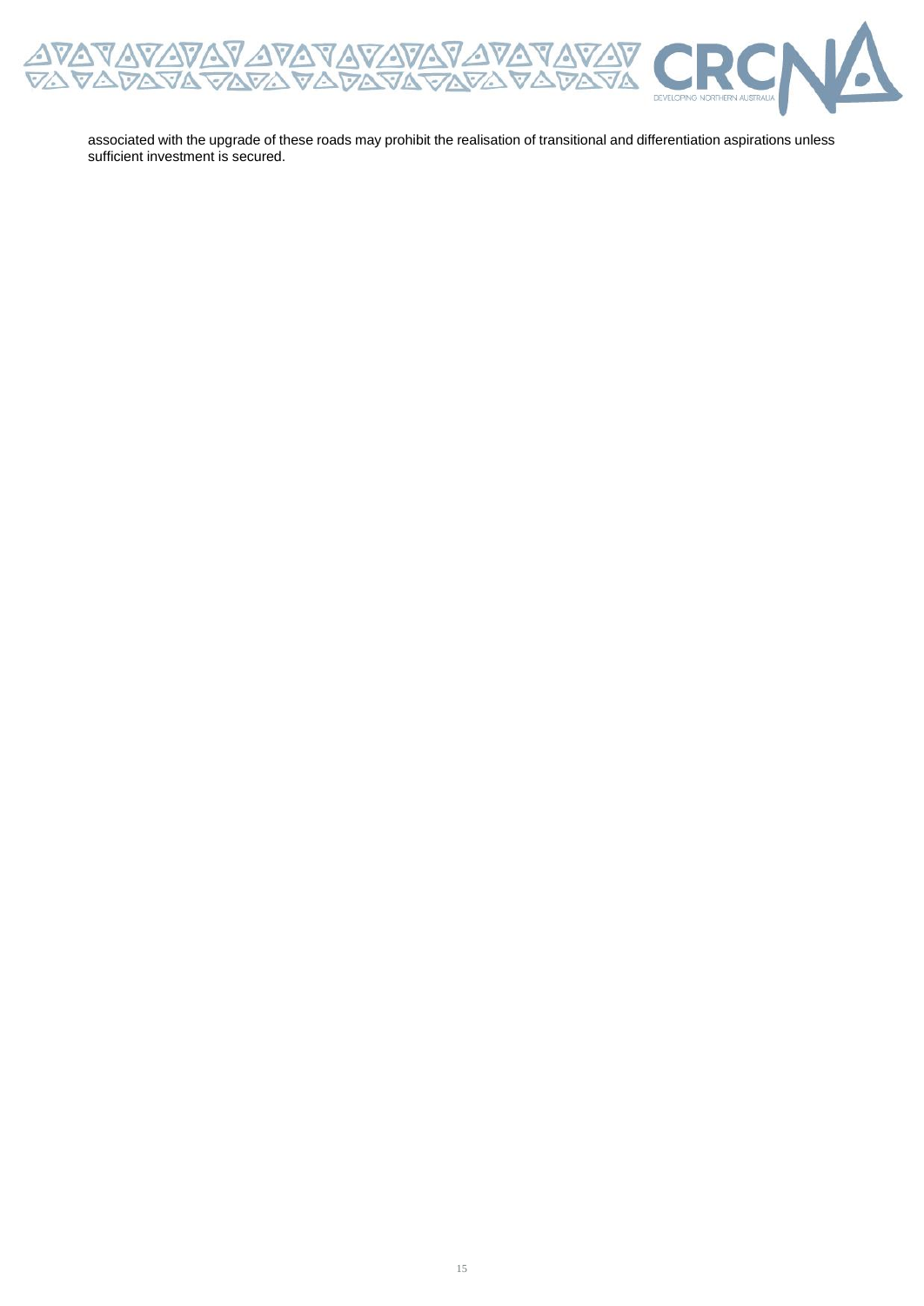associated with the upgrade of these roads may prohibit the realisation of transitional and differentiation aspirations unless sufficient investment is secured.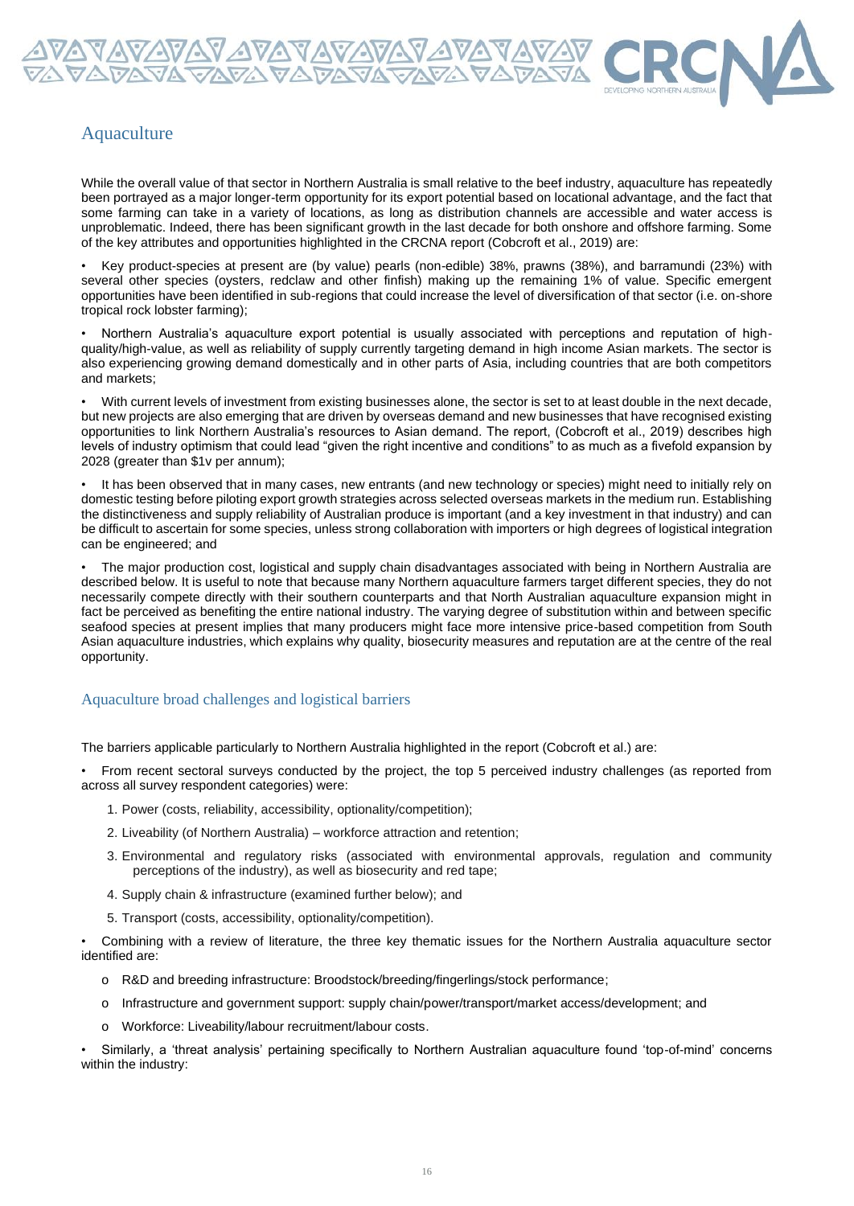## Aquaculture

While the overall value of that sector in Northern Australia is small relative to the beef industry, aquaculture has repeatedly been portrayed as a major longer-term opportunity for its export potential based on locational advantage, and the fact that some farming can take in a variety of locations, as long as distribution channels are accessible and water access is unproblematic. Indeed, there has been significant growth in the last decade for both onshore and offshore farming. Some of the key attributes and opportunities highlighted in the CRCNA report (Cobcroft et al., 2019) are:

- Key product-species at present are (by value) pearls (non-edible) 38%, prawns (38%), and barramundi (23%) with several other species (oysters, redclaw and other finfish) making up the remaining 1% of value. Specific emergent opportunities have been identified in sub-regions that could increase the level of diversification of that sector (i.e. on-shore tropical rock lobster farming);
- Northern Australia's aquaculture export potential is usually associated with perceptions and reputation of high-quality/high-value, as well as reliability of supply currently targeting demand in high income Asian markets. The sector is also experiencing growing demand domestically and in other parts of Asia, including countries that are both competitors and markets;
- With current levels of investment from existing businesses alone, the sector is set to at least double in the next decade, but new projects are also emerging that are driven by overseas demand and new businesses that have recognised existing opportunities to link Northern Australia's resources to Asian demand. The report, (Cobcroft et al., 2019) describes high levels of industry optimism that could lead "given the right incentive and conditions" to as much as a fivefold expansion by 2028 (greater than $1v per annum);
- It has been observed that in many cases, new entrants (and new technology or species) might need to initially rely on domestic testing before piloting export growth strategies across selected overseas markets in the medium run. Establishing the distinctiveness and supply reliability of Australian produce is important (and a key investment in that industry) and can be difficult to ascertain for some species, unless strong collaboration with importers or high degrees of logistical integration can be engineered; and
- The major production cost, logistical and supply chain disadvantages associated with being in Northern Australia are described below. It is useful to note that because many Northern aquaculture farmers target different species, they do not necessarily compete directly with their southern counterparts and that North Australian aquaculture expansion might in fact be perceived as benefiting the entire national industry. The varying degree of substitution within and between specific seafood species at present implies that many producers might face more intensive price-based competition from South Asian aquaculture industries, which explains why quality, biosecurity measures and reputation are at the centre of the real opportunity.

### Aquaculture broad challenges and logistical barriers

The barriers applicable particularly to Northern Australia highlighted in the report (Cobcroft et al.) are:

- From recent sectoral surveys conducted by the project, the top 5 perceived industry challenges (as reported from across all survey respondent categories) were:
  1. Power (costs, reliability, accessibility, optionality/competition);
  2. Liveability (of Northern Australia) – workforce attraction and retention;
  3. Environmental and regulatory risks (associated with environmental approvals, regulation and community perceptions of the industry), as well as biosecurity and red tape;
  4. Supply chain & infrastructure (examined further below); and
  5. Transport (costs, accessibility, optionality/competition).
- Combining with a review of literature, the three key thematic issues for the Northern Australia aquaculture sector identified are:
  - R&D and breeding infrastructure: Broodstock/breeding/fingerlings/stock performance;
  - Infrastructure and government support: supply chain/power/transport/market access/development; and
  - Workforce: Liveability/labour recruitment/labour costs.
- Similarly, a 'threat analysis' pertaining specifically to Northern Australian aquaculture found 'top-of-mind' concerns within the industry: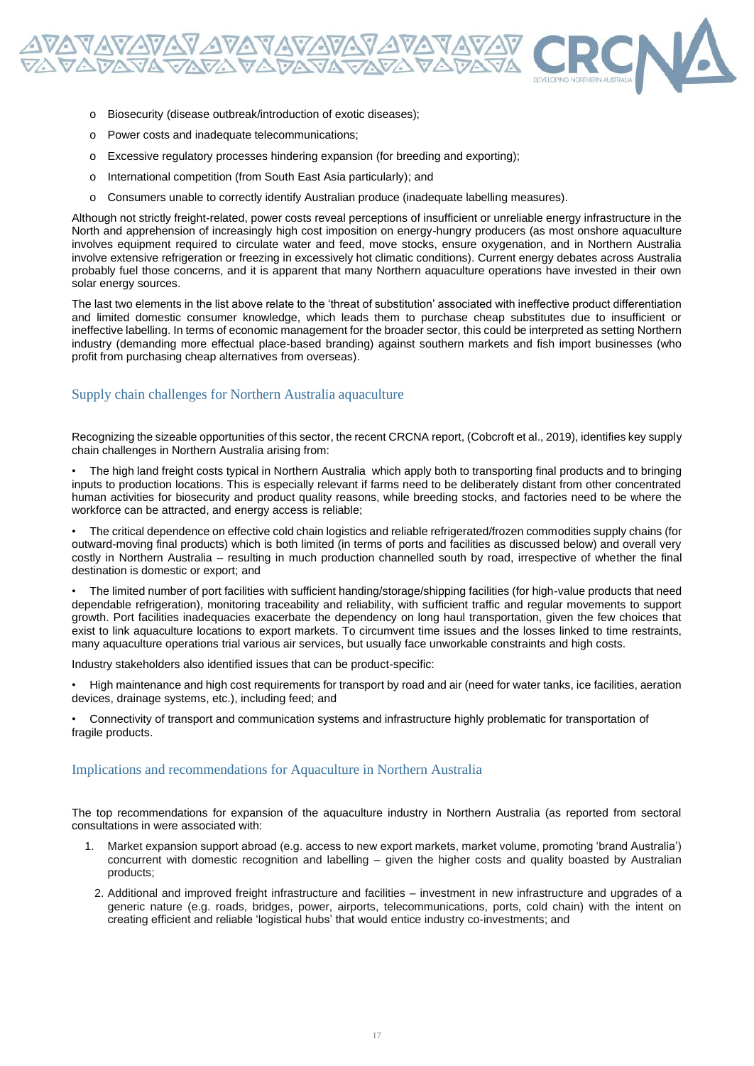- Biosecurity (disease outbreak/introduction of exotic diseases);
- Power costs and inadequate telecommunications;
- Excessive regulatory processes hindering expansion (for breeding and exporting);
- International competition (from South East Asia particularly); and
- Consumers unable to correctly identify Australian produce (inadequate labelling measures).

Although not strictly freight-related, power costs reveal perceptions of insufficient or unreliable energy infrastructure in the North and apprehension of increasingly high cost imposition on energy-hungry producers (as most onshore aquaculture involves equipment required to circulate water and feed, move stocks, ensure oxygenation, and in Northern Australia involve extensive refrigeration or freezing in excessively hot climatic conditions). Current energy debates across Australia probably fuel those concerns, and it is apparent that many Northern aquaculture operations have invested in their own solar energy sources.

The last two elements in the list above relate to the 'threat of substitution' associated with ineffective product differentiation and limited domestic consumer knowledge, which leads them to purchase cheap substitutes due to insufficient or ineffective labelling. In terms of economic management for the broader sector, this could be interpreted as setting Northern industry (demanding more effectual place-based branding) against southern markets and fish import businesses (who profit from purchasing cheap alternatives from overseas).

## Supply chain challenges for Northern Australia aquaculture

Recognizing the sizeable opportunities of this sector, the recent CRCNA report, (Cobcroft et al., 2019), identifies key supply chain challenges in Northern Australia arising from:

- The high land freight costs typical in Northern Australia which apply both to transporting final products and to bringing inputs to production locations. This is especially relevant if farms need to be deliberately distant from other concentrated human activities for biosecurity and product quality reasons, while breeding stocks, and factories need to be where the workforce can be attracted, and energy access is reliable;
- The critical dependence on effective cold chain logistics and reliable refrigerated/frozen commodities supply chains (for outward-moving final products) which is both limited (in terms of ports and facilities as discussed below) and overall very costly in Northern Australia – resulting in much production channelled south by road, irrespective of whether the final destination is domestic or export; and
- The limited number of port facilities with sufficient handing/storage/shipping facilities (for high-value products that need dependable refrigeration), monitoring traceability and reliability, with sufficient traffic and regular movements to support growth. Port facilities inadequacies exacerbate the dependency on long haul transportation, given the few choices that exist to link aquaculture locations to export markets. To circumvent time issues and the losses linked to time restraints, many aquaculture operations trial various air services, but usually face unworkable constraints and high costs.

Industry stakeholders also identified issues that can be product-specific:

- High maintenance and high cost requirements for transport by road and air (need for water tanks, ice facilities, aeration devices, drainage systems, etc.), including feed; and
- Connectivity of transport and communication systems and infrastructure highly problematic for transportation of fragile products.

## Implications and recommendations for Aquaculture in Northern Australia

The top recommendations for expansion of the aquaculture industry in Northern Australia (as reported from sectoral consultations in were associated with:

1. Market expansion support abroad (e.g. access to new export markets, market volume, promoting 'brand Australia') concurrent with domestic recognition and labelling – given the higher costs and quality boasted by Australian products;
2. Additional and improved freight infrastructure and facilities – investment in new infrastructure and upgrades of a generic nature (e.g. roads, bridges, power, airports, telecommunications, ports, cold chain) with the intent on creating efficient and reliable 'logistical hubs' that would entice industry co-investments; and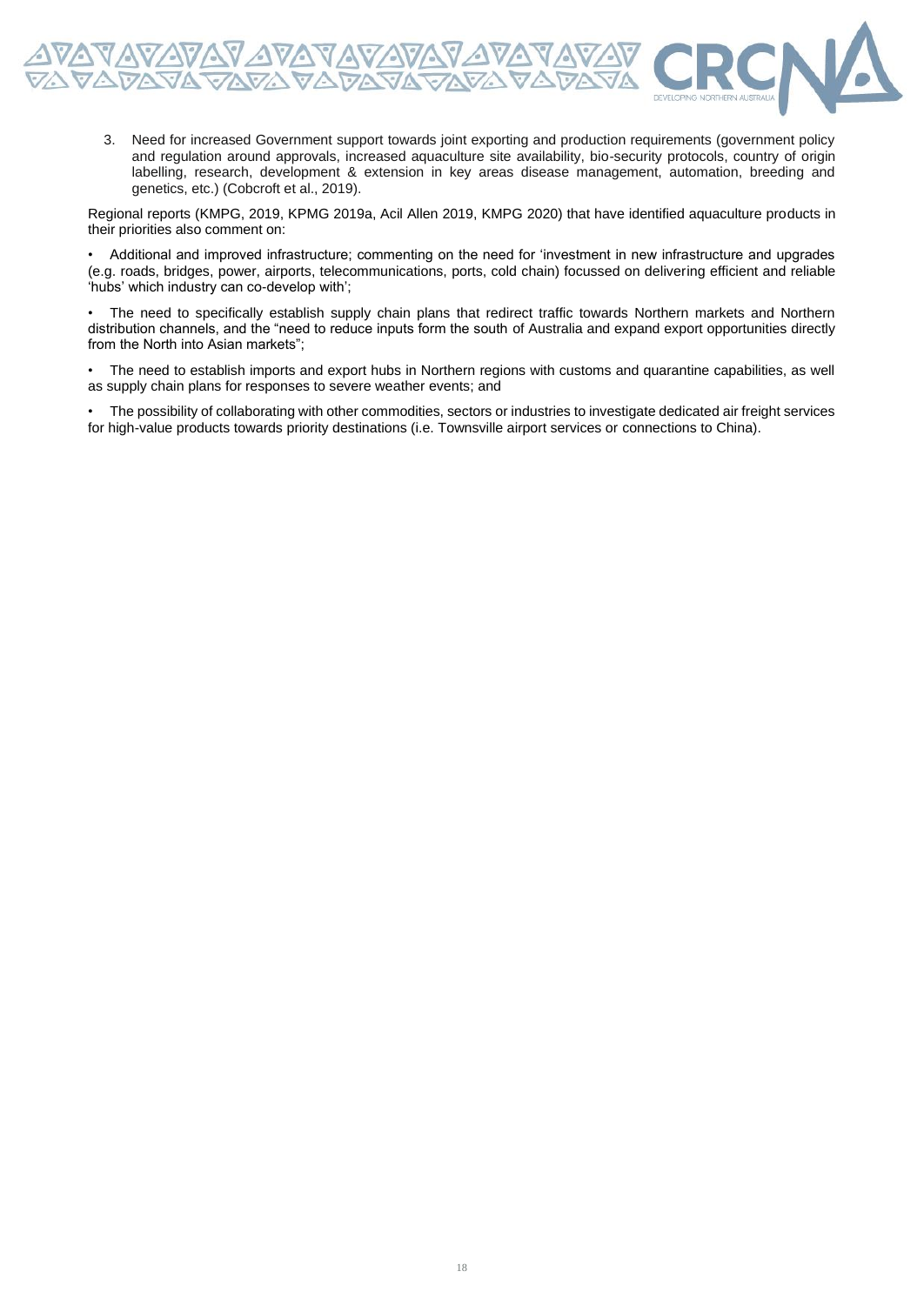3. Need for increased Government support towards joint exporting and production requirements (government policy and regulation around approvals, increased aquaculture site availability, bio-security protocols, country of origin labelling, research, development & extension in key areas disease management, automation, breeding and genetics, etc.) (Cobcroft et al., 2019).

Regional reports (KMPG, 2019, KPMG 2019a, Acil Allen 2019, KMPG 2020) that have identified aquaculture products in their priorities also comment on:

- Additional and improved infrastructure; commenting on the need for 'investment in new infrastructure and upgrades (e.g. roads, bridges, power, airports, telecommunications, ports, cold chain) focussed on delivering efficient and reliable 'hubs' which industry can co-develop with';
- The need to specifically establish supply chain plans that redirect traffic towards Northern markets and Northern distribution channels, and the "need to reduce inputs form the south of Australia and expand export opportunities directly from the North into Asian markets";
- The need to establish imports and export hubs in Northern regions with customs and quarantine capabilities, as well as supply chain plans for responses to severe weather events; and
- The possibility of collaborating with other commodities, sectors or industries to investigate dedicated air freight services for high-value products towards priority destinations (i.e. Townsville airport services or connections to China).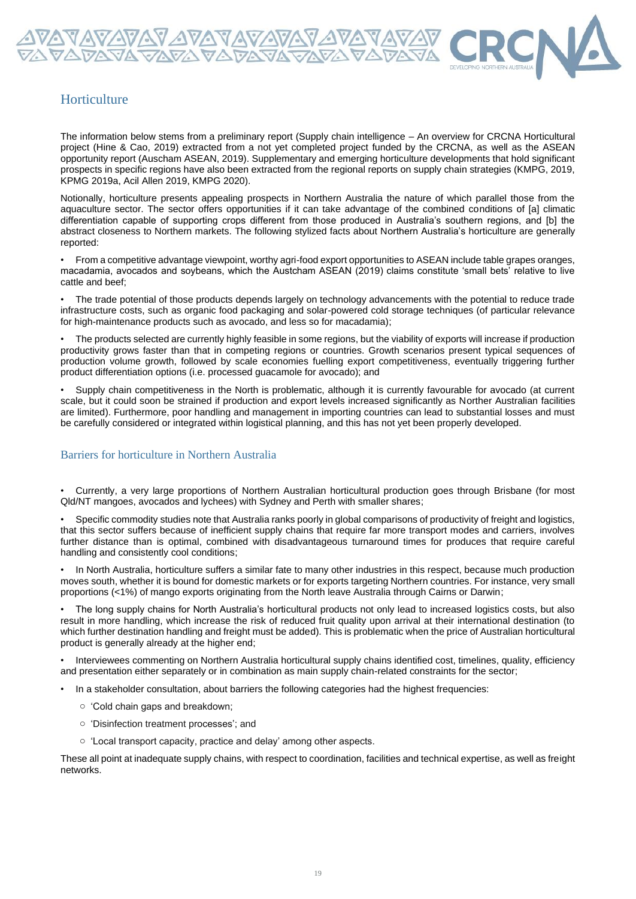## Horticulture

The information below stems from a preliminary report (Supply chain intelligence – An overview for CRCNA Horticultural project (Hine & Cao, 2019) extracted from a not yet completed project funded by the CRCNA, as well as the ASEAN opportunity report (Auscham ASEAN, 2019). Supplementary and emerging horticulture developments that hold significant prospects in specific regions have also been extracted from the regional reports on supply chain strategies (KMPG, 2019, KPMG 2019a, Acil Allen 2019, KMPG 2020).

Notionally, horticulture presents appealing prospects in Northern Australia the nature of which parallel those from the aquaculture sector. The sector offers opportunities if it can take advantage of the combined conditions of [a] climatic differentiation capable of supporting crops different from those produced in Australia's southern regions, and [b] the abstract closeness to Northern markets. The following stylized facts about Northern Australia's horticulture are generally reported:

- From a competitive advantage viewpoint, worthy agri-food export opportunities to ASEAN include table grapes oranges, macadamia, avocados and soybeans, which the Austcham ASEAN (2019) claims constitute 'small bets' relative to live cattle and beef;
- The trade potential of those products depends largely on technology advancements with the potential to reduce trade infrastructure costs, such as organic food packaging and solar-powered cold storage techniques (of particular relevance for high-maintenance products such as avocado, and less so for macadamia);
- The products selected are currently highly feasible in some regions, but the viability of exports will increase if production productivity grows faster than that in competing regions or countries. Growth scenarios present typical sequences of production volume growth, followed by scale economies fuelling export competitiveness, eventually triggering further product differentiation options (i.e. processed guacamole for avocado); and
- Supply chain competitiveness in the North is problematic, although it is currently favourable for avocado (at current scale, but it could soon be strained if production and export levels increased significantly as Norther Australian facilities are limited). Furthermore, poor handling and management in importing countries can lead to substantial losses and must be carefully considered or integrated within logistical planning, and this has not yet been properly developed.

### Barriers for horticulture in Northern Australia

- Currently, a very large proportions of Northern Australian horticultural production goes through Brisbane (for most Qld/NT mangoes, avocados and lychees) with Sydney and Perth with smaller shares;
- Specific commodity studies note that Australia ranks poorly in global comparisons of productivity of freight and logistics, that this sector suffers because of inefficient supply chains that require far more transport modes and carriers, involves further distance than is optimal, combined with disadvantageous turnaround times for produces that require careful handling and consistently cool conditions;
- In North Australia, horticulture suffers a similar fate to many other industries in this respect, because much production moves south, whether it is bound for domestic markets or for exports targeting Northern countries. For instance, very small proportions (<1%) of mango exports originating from the North leave Australia through Cairns or Darwin;
- The long supply chains for North Australia's horticultural products not only lead to increased logistics costs, but also result in more handling, which increase the risk of reduced fruit quality upon arrival at their international destination (to which further destination handling and freight must be added). This is problematic when the price of Australian horticultural product is generally already at the higher end;
- Interviewees commenting on Northern Australia horticultural supply chains identified cost, timelines, quality, efficiency and presentation either separately or in combination as main supply chain-related constraints for the sector;
- In a stakeholder consultation, about barriers the following categories had the highest frequencies:
  - 'Cold chain gaps and breakdown;
  - 'Disinfection treatment processes'; and
  - 'Local transport capacity, practice and delay' among other aspects.

These all point at inadequate supply chains, with respect to coordination, facilities and technical expertise, as well as freight networks.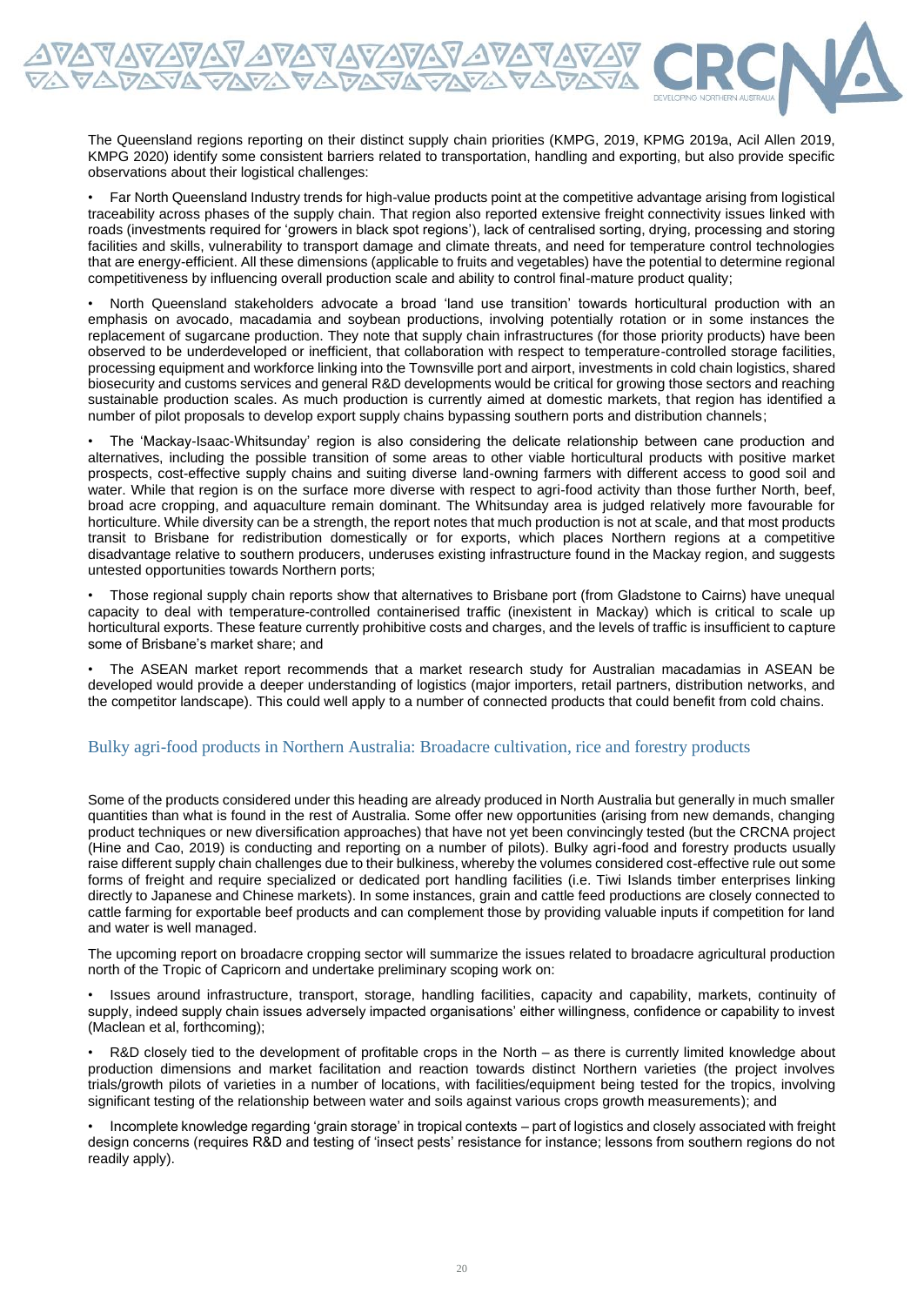The Queensland regions reporting on their distinct supply chain priorities (KMPG, 2019, KPMG 2019a, Acil Allen 2019, KMPG 2020) identify some consistent barriers related to transportation, handling and exporting, but also provide specific observations about their logistical challenges:

• Far North Queensland Industry trends for high-value products point at the competitive advantage arising from logistical traceability across phases of the supply chain. That region also reported extensive freight connectivity issues linked with roads (investments required for 'growers in black spot regions'), lack of centralised sorting, drying, processing and storing facilities and skills, vulnerability to transport damage and climate threats, and need for temperature control technologies that are energy-efficient. All these dimensions (applicable to fruits and vegetables) have the potential to determine regional competitiveness by influencing overall production scale and ability to control final-mature product quality;

• North Queensland stakeholders advocate a broad 'land use transition' towards horticultural production with an emphasis on avocado, macadamia and soybean productions, involving potentially rotation or in some instances the replacement of sugarcane production. They note that supply chain infrastructures (for those priority products) have been observed to be underdeveloped or inefficient, that collaboration with respect to temperature-controlled storage facilities, processing equipment and workforce linking into the Townsville port and airport, investments in cold chain logistics, shared biosecurity and customs services and general R&D developments would be critical for growing those sectors and reaching sustainable production scales. As much production is currently aimed at domestic markets, that region has identified a number of pilot proposals to develop export supply chains bypassing southern ports and distribution channels;

• The 'Mackay-Isaac-Whitsunday' region is also considering the delicate relationship between cane production and alternatives, including the possible transition of some areas to other viable horticultural products with positive market prospects, cost-effective supply chains and suiting diverse land-owning farmers with different access to good soil and water. While that region is on the surface more diverse with respect to agri-food activity than those further North, beef, broad acre cropping, and aquaculture remain dominant. The Whitsunday area is judged relatively more favourable for horticulture. While diversity can be a strength, the report notes that much production is not at scale, and that most products transit to Brisbane for redistribution domestically or for exports, which places Northern regions at a competitive disadvantage relative to southern producers, underuses existing infrastructure found in the Mackay region, and suggests untested opportunities towards Northern ports;

• Those regional supply chain reports show that alternatives to Brisbane port (from Gladstone to Cairns) have unequal capacity to deal with temperature-controlled containerised traffic (inexistent in Mackay) which is critical to scale up horticultural exports. These feature currently prohibitive costs and charges, and the levels of traffic is insufficient to capture some of Brisbane's market share; and

• The ASEAN market report recommends that a market research study for Australian macadamias in ASEAN be developed would provide a deeper understanding of logistics (major importers, retail partners, distribution networks, and the competitor landscape). This could well apply to a number of connected products that could benefit from cold chains.

## Bulky agri-food products in Northern Australia: Broadacre cultivation, rice and forestry products

Some of the products considered under this heading are already produced in North Australia but generally in much smaller quantities than what is found in the rest of Australia. Some offer new opportunities (arising from new demands, changing product techniques or new diversification approaches) that have not yet been convincingly tested (but the CRCNA project (Hine and Cao, 2019) is conducting and reporting on a number of pilots). Bulky agri-food and forestry products usually raise different supply chain challenges due to their bulkiness, whereby the volumes considered cost-effective rule out some forms of freight and require specialized or dedicated port handling facilities (i.e. Tiwi Islands timber enterprises linking directly to Japanese and Chinese markets). In some instances, grain and cattle feed productions are closely connected to cattle farming for exportable beef products and can complement those by providing valuable inputs if competition for land and water is well managed.

The upcoming report on broadacre cropping sector will summarize the issues related to broadacre agricultural production north of the Tropic of Capricorn and undertake preliminary scoping work on:

• Issues around infrastructure, transport, storage, handling facilities, capacity and capability, markets, continuity of supply, indeed supply chain issues adversely impacted organisations' either willingness, confidence or capability to invest (Maclean et al, forthcoming);

• R&D closely tied to the development of profitable crops in the North – as there is currently limited knowledge about production dimensions and market facilitation and reaction towards distinct Northern varieties (the project involves trials/growth pilots of varieties in a number of locations, with facilities/equipment being tested for the tropics, involving significant testing of the relationship between water and soils against various crops growth measurements); and

• Incomplete knowledge regarding 'grain storage' in tropical contexts – part of logistics and closely associated with freight design concerns (requires R&D and testing of 'insect pests' resistance for instance; lessons from southern regions do not readily apply).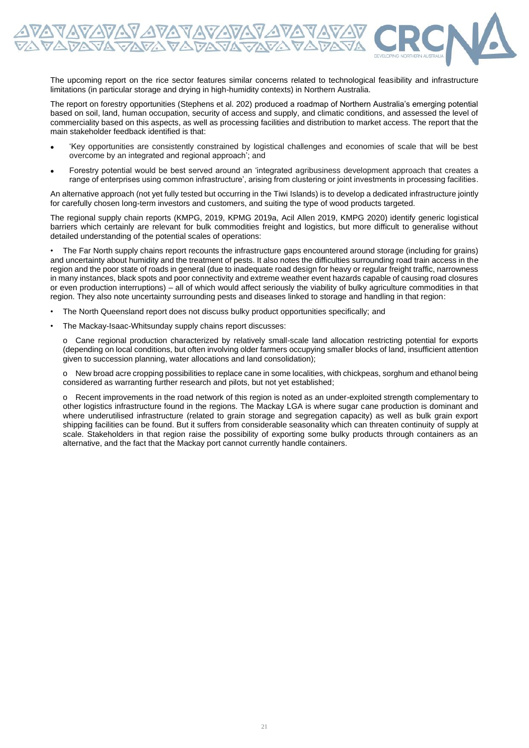The upcoming report on the rice sector features similar concerns related to technological feasibility and infrastructure limitations (in particular storage and drying in high-humidity contexts) in Northern Australia.

The report on forestry opportunities (Stephens et al. 202) produced a roadmap of Northern Australia's emerging potential based on soil, land, human occupation, security of access and supply, and climatic conditions, and assessed the level of commerciality based on this aspects, as well as processing facilities and distribution to market access. The report that the main stakeholder feedback identified is that:

- 'Key opportunities are consistently constrained by logistical challenges and economies of scale that will be best overcome by an integrated and regional approach'; and
- Forestry potential would be best served around an 'integrated agribusiness development approach that creates a range of enterprises using common infrastructure', arising from clustering or joint investments in processing facilities.

An alternative approach (not yet fully tested but occurring in the Tiwi Islands) is to develop a dedicated infrastructure jointly for carefully chosen long-term investors and customers, and suiting the type of wood products targeted.

The regional supply chain reports (KMPG, 2019, KPMG 2019a, Acil Allen 2019, KMPG 2020) identify generic logistical barriers which certainly are relevant for bulk commodities freight and logistics, but more difficult to generalise without detailed understanding of the potential scales of operations:

- The Far North supply chains report recounts the infrastructure gaps encountered around storage (including for grains) and uncertainty about humidity and the treatment of pests. It also notes the difficulties surrounding road train access in the region and the poor state of roads in general (due to inadequate road design for heavy or regular freight traffic, narrowness in many instances, black spots and poor connectivity and extreme weather event hazards capable of causing road closures or even production interruptions) – all of which would affect seriously the viability of bulky agriculture commodities in that region. They also note uncertainty surrounding pests and diseases linked to storage and handling in that region:
- The North Queensland report does not discuss bulky product opportunities specifically; and
- The Mackay-Isaac-Whitsunday supply chains report discusses:
  - Cane regional production characterized by relatively small-scale land allocation restricting potential for exports (depending on local conditions, but often involving older farmers occupying smaller blocks of land, insufficient attention given to succession planning, water allocations and land consolidation);
  - New broad acre cropping possibilities to replace cane in some localities, with chickpeas, sorghum and ethanol being considered as warranting further research and pilots, but not yet established;
  - Recent improvements in the road network of this region is noted as an under-exploited strength complementary to other logistics infrastructure found in the regions. The Mackay LGA is where sugar cane production is dominant and where underutilised infrastructure (related to grain storage and segregation capacity) as well as bulk grain export shipping facilities can be found. But it suffers from considerable seasonality which can threaten continuity of supply at scale. Stakeholders in that region raise the possibility of exporting some bulky products through containers as an alternative, and the fact that the Mackay port cannot currently handle containers.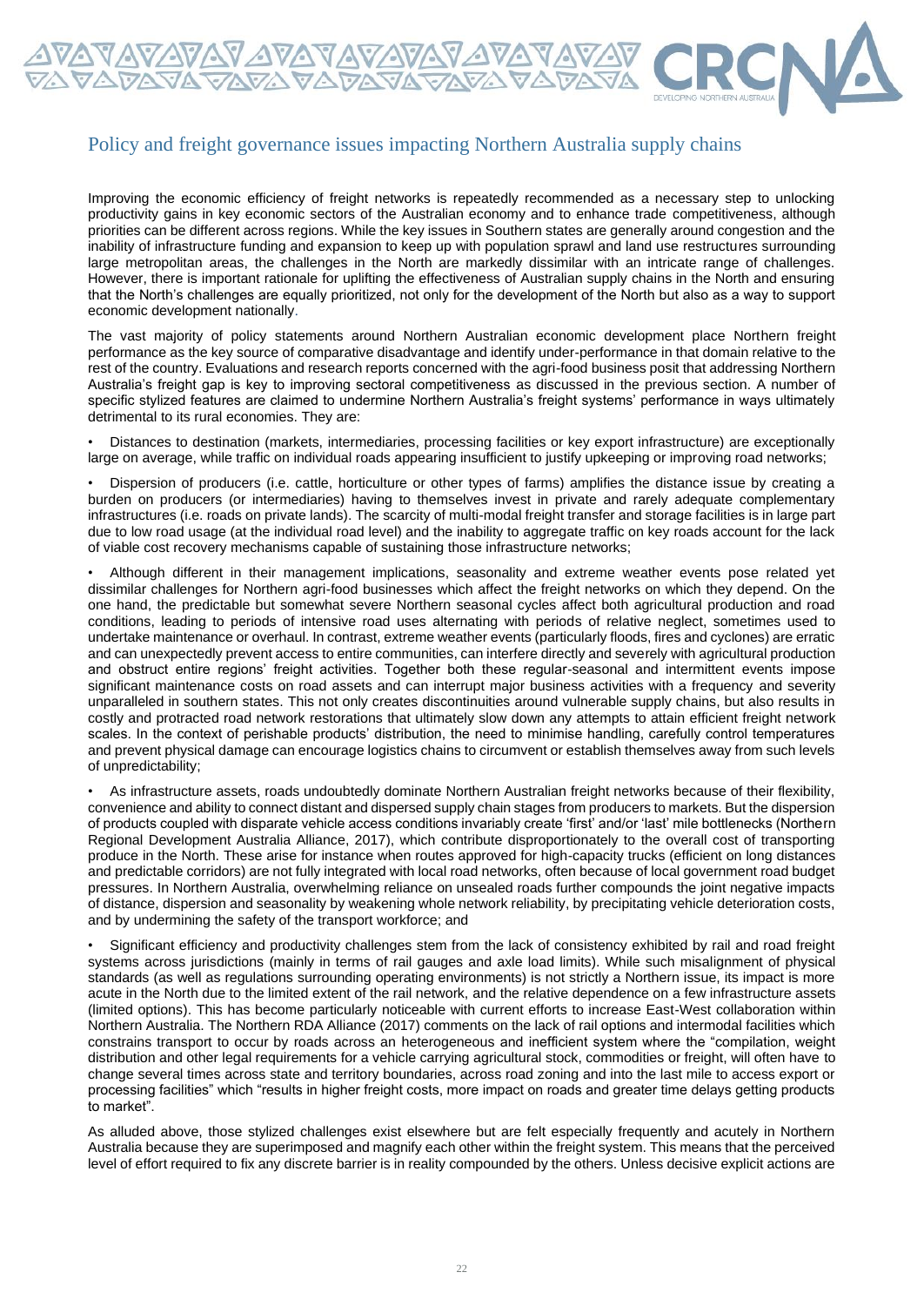## Policy and freight governance issues impacting Northern Australia supply chains

Improving the economic efficiency of freight networks is repeatedly recommended as a necessary step to unlocking productivity gains in key economic sectors of the Australian economy and to enhance trade competitiveness, although priorities can be different across regions. While the key issues in Southern states are generally around congestion and the inability of infrastructure funding and expansion to keep up with population sprawl and land use restructures surrounding large metropolitan areas, the challenges in the North are markedly dissimilar with an intricate range of challenges. However, there is important rationale for uplifting the effectiveness of Australian supply chains in the North and ensuring that the North's challenges are equally prioritized, not only for the development of the North but also as a way to support economic development nationally.

The vast majority of policy statements around Northern Australian economic development place Northern freight performance as the key source of comparative disadvantage and identify under-performance in that domain relative to the rest of the country. Evaluations and research reports concerned with the agri-food business posit that addressing Northern Australia's freight gap is key to improving sectoral competitiveness as discussed in the previous section. A number of specific stylized features are claimed to undermine Northern Australia's freight systems' performance in ways ultimately detrimental to its rural economies. They are:

- Distances to destination (markets, intermediaries, processing facilities or key export infrastructure) are exceptionally large on average, while traffic on individual roads appearing insufficient to justify upkeeping or improving road networks;
- Dispersion of producers (i.e. cattle, horticulture or other types of farms) amplifies the distance issue by creating a burden on producers (or intermediaries) having to themselves invest in private and rarely adequate complementary infrastructures (i.e. roads on private lands). The scarcity of multi-modal freight transfer and storage facilities is in large part due to low road usage (at the individual road level) and the inability to aggregate traffic on key roads account for the lack of viable cost recovery mechanisms capable of sustaining those infrastructure networks;
- Although different in their management implications, seasonality and extreme weather events pose related yet dissimilar challenges for Northern agri-food businesses which affect the freight networks on which they depend. On the one hand, the predictable but somewhat severe Northern seasonal cycles affect both agricultural production and road conditions, leading to periods of intensive road uses alternating with periods of relative neglect, sometimes used to undertake maintenance or overhaul. In contrast, extreme weather events (particularly floods, fires and cyclones) are erratic and can unexpectedly prevent access to entire communities, can interfere directly and severely with agricultural production and obstruct entire regions' freight activities. Together both these regular-seasonal and intermittent events impose significant maintenance costs on road assets and can interrupt major business activities with a frequency and severity unparalleled in southern states. This not only creates discontinuities around vulnerable supply chains, but also results in costly and protracted road network restorations that ultimately slow down any attempts to attain efficient freight network scales. In the context of perishable products' distribution, the need to minimise handling, carefully control temperatures and prevent physical damage can encourage logistics chains to circumvent or establish themselves away from such levels of unpredictability;
- As infrastructure assets, roads undoubtedly dominate Northern Australian freight networks because of their flexibility, convenience and ability to connect distant and dispersed supply chain stages from producers to markets. But the dispersion of products coupled with disparate vehicle access conditions invariably create 'first' and/or 'last' mile bottlenecks (Northern Regional Development Australia Alliance, 2017), which contribute disproportionately to the overall cost of transporting produce in the North. These arise for instance when routes approved for high-capacity trucks (efficient on long distances and predictable corridors) are not fully integrated with local road networks, often because of local government road budget pressures. In Northern Australia, overwhelming reliance on unsealed roads further compounds the joint negative impacts of distance, dispersion and seasonality by weakening whole network reliability, by precipitating vehicle deterioration costs, and by undermining the safety of the transport workforce; and
- Significant efficiency and productivity challenges stem from the lack of consistency exhibited by rail and road freight systems across jurisdictions (mainly in terms of rail gauges and axle load limits). While such misalignment of physical standards (as well as regulations surrounding operating environments) is not strictly a Northern issue, its impact is more acute in the North due to the limited extent of the rail network, and the relative dependence on a few infrastructure assets (limited options). This has become particularly noticeable with current efforts to increase East-West collaboration within Northern Australia. The Northern RDA Alliance (2017) comments on the lack of rail options and intermodal facilities which constrains transport to occur by roads across an heterogeneous and inefficient system where the "compilation, weight distribution and other legal requirements for a vehicle carrying agricultural stock, commodities or freight, will often have to change several times across state and territory boundaries, across road zoning and into the last mile to access export or processing facilities" which "results in higher freight costs, more impact on roads and greater time delays getting products to market".

As alluded above, those stylized challenges exist elsewhere but are felt especially frequently and acutely in Northern Australia because they are superimposed and magnify each other within the freight system. This means that the perceived level of effort required to fix any discrete barrier is in reality compounded by the others. Unless decisive explicit actions are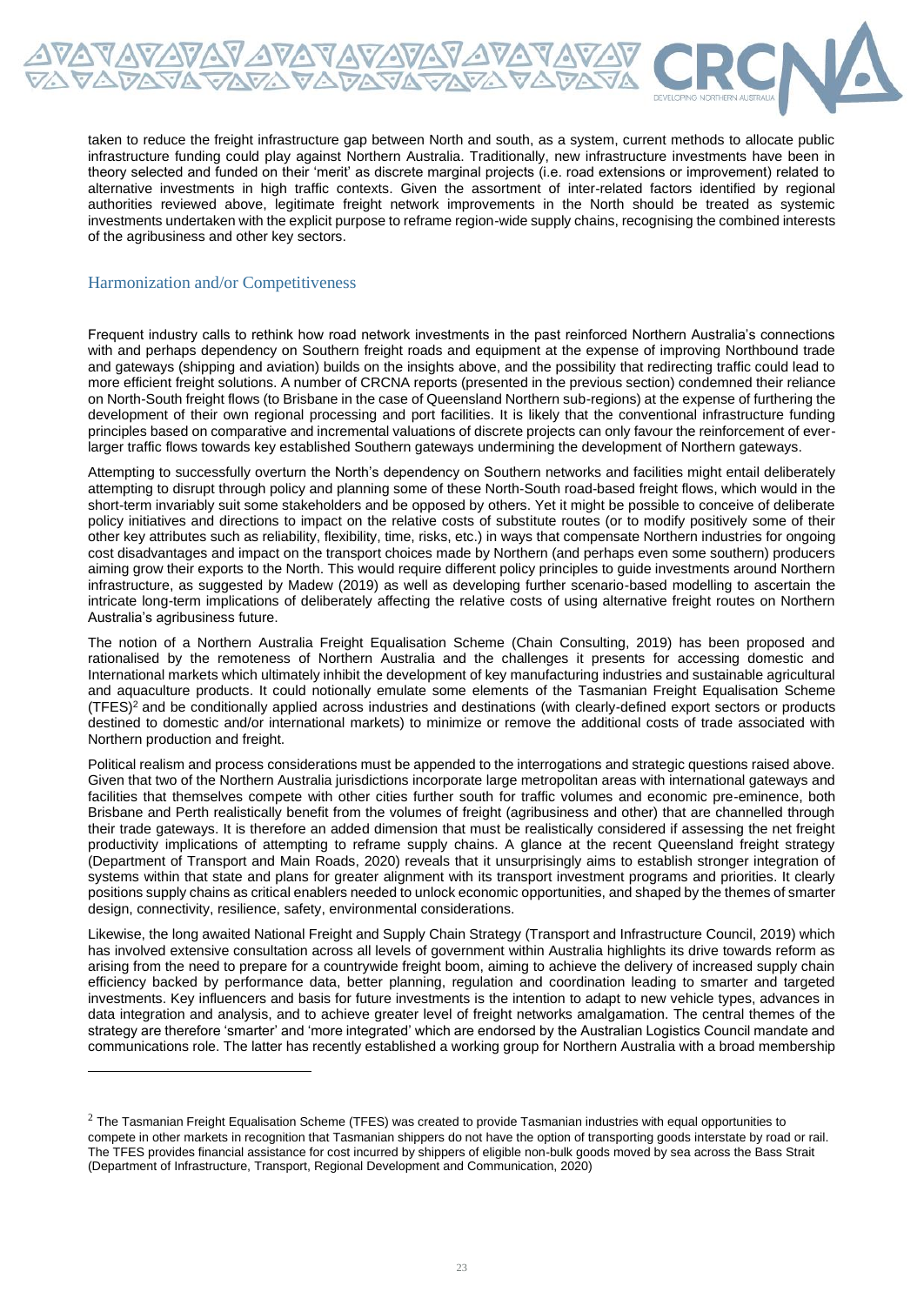taken to reduce the freight infrastructure gap between North and south, as a system, current methods to allocate public infrastructure funding could play against Northern Australia. Traditionally, new infrastructure investments have been in theory selected and funded on their 'merit' as discrete marginal projects (i.e. road extensions or improvement) related to alternative investments in high traffic contexts. Given the assortment of inter-related factors identified by regional authorities reviewed above, legitimate freight network improvements in the North should be treated as systemic investments undertaken with the explicit purpose to reframe region-wide supply chains, recognising the combined interests of the agribusiness and other key sectors.

## Harmonization and/or Competitiveness

Frequent industry calls to rethink how road network investments in the past reinforced Northern Australia's connections with and perhaps dependency on Southern freight roads and equipment at the expense of improving Northbound trade and gateways (shipping and aviation) builds on the insights above, and the possibility that redirecting traffic could lead to more efficient freight solutions. A number of CRCNA reports (presented in the previous section) condemned their reliance on North-South freight flows (to Brisbane in the case of Queensland Northern sub-regions) at the expense of furthering the development of their own regional processing and port facilities. It is likely that the conventional infrastructure funding principles based on comparative and incremental valuations of discrete projects can only favour the reinforcement of ever-larger traffic flows towards key established Southern gateways undermining the development of Northern gateways.

Attempting to successfully overturn the North's dependency on Southern networks and facilities might entail deliberately attempting to disrupt through policy and planning some of these North-South road-based freight flows, which would in the short-term invariably suit some stakeholders and be opposed by others. Yet it might be possible to conceive of deliberate policy initiatives and directions to impact on the relative costs of substitute routes (or to modify positively some of their other key attributes such as reliability, flexibility, time, risks, etc.) in ways that compensate Northern industries for ongoing cost disadvantages and impact on the transport choices made by Northern (and perhaps even some southern) producers aiming grow their exports to the North. This would require different policy principles to guide investments around Northern infrastructure, as suggested by Madew (2019) as well as developing further scenario-based modelling to ascertain the intricate long-term implications of deliberately affecting the relative costs of using alternative freight routes on Northern Australia's agribusiness future.

The notion of a Northern Australia Freight Equalisation Scheme (Chain Consulting, 2019) has been proposed and rationalised by the remoteness of Northern Australia and the challenges it presents for accessing domestic and International markets which ultimately inhibit the development of key manufacturing industries and sustainable agricultural and aquaculture products. It could notionally emulate some elements of the Tasmanian Freight Equalisation Scheme (TFES)[2] and be conditionally applied across industries and destinations (with clearly-defined export sectors or products destined to domestic and/or international markets) to minimize or remove the additional costs of trade associated with Northern production and freight.

Political realism and process considerations must be appended to the interrogations and strategic questions raised above. Given that two of the Northern Australia jurisdictions incorporate large metropolitan areas with international gateways and facilities that themselves compete with other cities further south for traffic volumes and economic pre-eminence, both Brisbane and Perth realistically benefit from the volumes of freight (agribusiness and other) that are channelled through their trade gateways. It is therefore an added dimension that must be realistically considered if assessing the net freight productivity implications of attempting to reframe supply chains. A glance at the recent Queensland freight strategy (Department of Transport and Main Roads, 2020) reveals that it unsurprisingly aims to establish stronger integration of systems within that state and plans for greater alignment with its transport investment programs and priorities. It clearly positions supply chains as critical enablers needed to unlock economic opportunities, and shaped by the themes of smarter design, connectivity, resilience, safety, environmental considerations.

Likewise, the long awaited National Freight and Supply Chain Strategy (Transport and Infrastructure Council, 2019) which has involved extensive consultation across all levels of government within Australia highlights its drive towards reform as arising from the need to prepare for a countrywide freight boom, aiming to achieve the delivery of increased supply chain efficiency backed by performance data, better planning, regulation and coordination leading to smarter and targeted investments. Key influencers and basis for future investments is the intention to adapt to new vehicle types, advances in data integration and analysis, and to achieve greater level of freight networks amalgamation. The central themes of the strategy are therefore 'smarter' and 'more integrated' which are endorsed by the Australian Logistics Council mandate and communications role. The latter has recently established a working group for Northern Australia with a broad membership

[2] The Tasmanian Freight Equalisation Scheme (TFES) was created to provide Tasmanian industries with equal opportunities to compete in other markets in recognition that Tasmanian shippers do not have the option of transporting goods interstate by road or rail. The TFES provides financial assistance for cost incurred by shippers of eligible non-bulk goods moved by sea across the Bass Strait (Department of Infrastructure, Transport, Regional Development and Communication, 2020)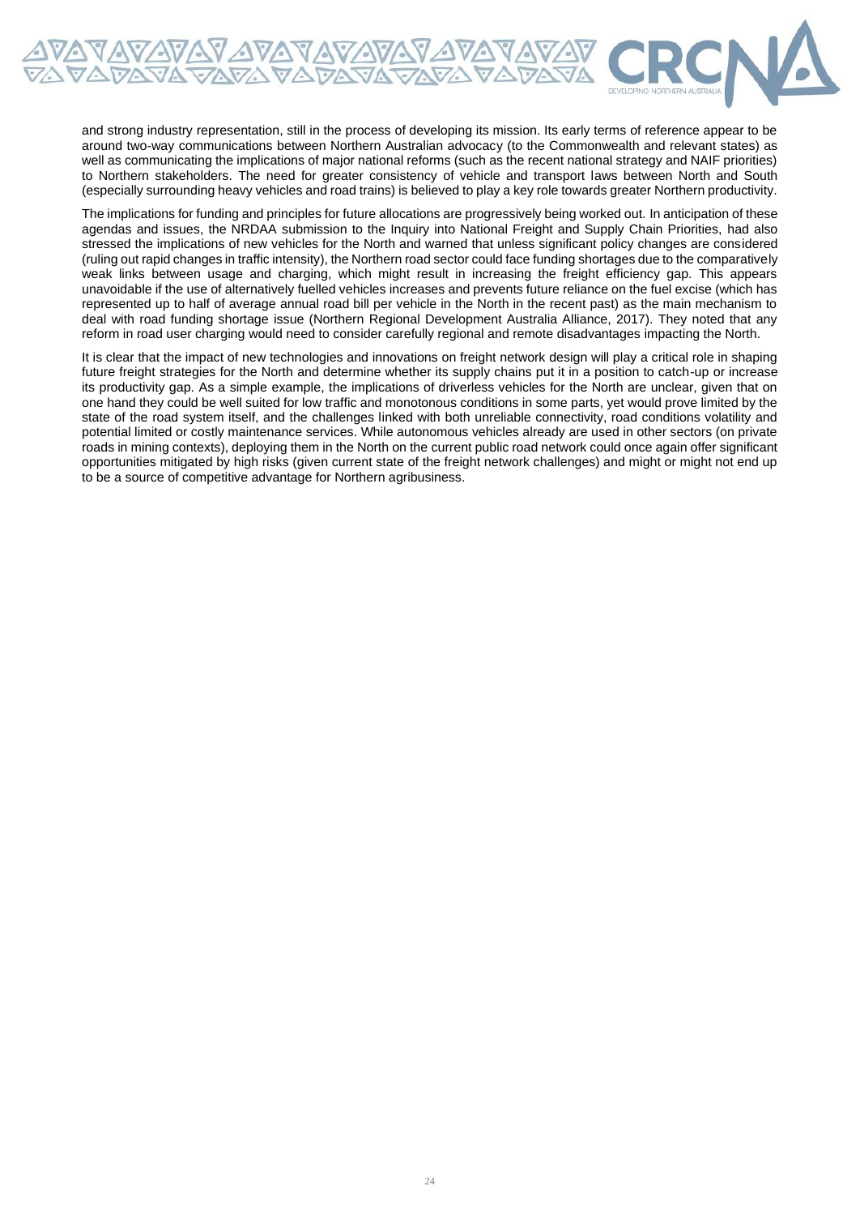and strong industry representation, still in the process of developing its mission. Its early terms of reference appear to be around two-way communications between Northern Australian advocacy (to the Commonwealth and relevant states) as well as communicating the implications of major national reforms (such as the recent national strategy and NAIF priorities) to Northern stakeholders. The need for greater consistency of vehicle and transport laws between North and South (especially surrounding heavy vehicles and road trains) is believed to play a key role towards greater Northern productivity.

The implications for funding and principles for future allocations are progressively being worked out. In anticipation of these agendas and issues, the NRDAA submission to the Inquiry into National Freight and Supply Chain Priorities, had also stressed the implications of new vehicles for the North and warned that unless significant policy changes are considered (ruling out rapid changes in traffic intensity), the Northern road sector could face funding shortages due to the comparatively weak links between usage and charging, which might result in increasing the freight efficiency gap. This appears unavoidable if the use of alternatively fuelled vehicles increases and prevents future reliance on the fuel excise (which has represented up to half of average annual road bill per vehicle in the North in the recent past) as the main mechanism to deal with road funding shortage issue (Northern Regional Development Australia Alliance, 2017). They noted that any reform in road user charging would need to consider carefully regional and remote disadvantages impacting the North.

It is clear that the impact of new technologies and innovations on freight network design will play a critical role in shaping future freight strategies for the North and determine whether its supply chains put it in a position to catch-up or increase its productivity gap. As a simple example, the implications of driverless vehicles for the North are unclear, given that on one hand they could be well suited for low traffic and monotonous conditions in some parts, yet would prove limited by the state of the road system itself, and the challenges linked with both unreliable connectivity, road conditions volatility and potential limited or costly maintenance services. While autonomous vehicles already are used in other sectors (on private roads in mining contexts), deploying them in the North on the current public road network could once again offer significant opportunities mitigated by high risks (given current state of the freight network challenges) and might or might not end up to be a source of competitive advantage for Northern agribusiness.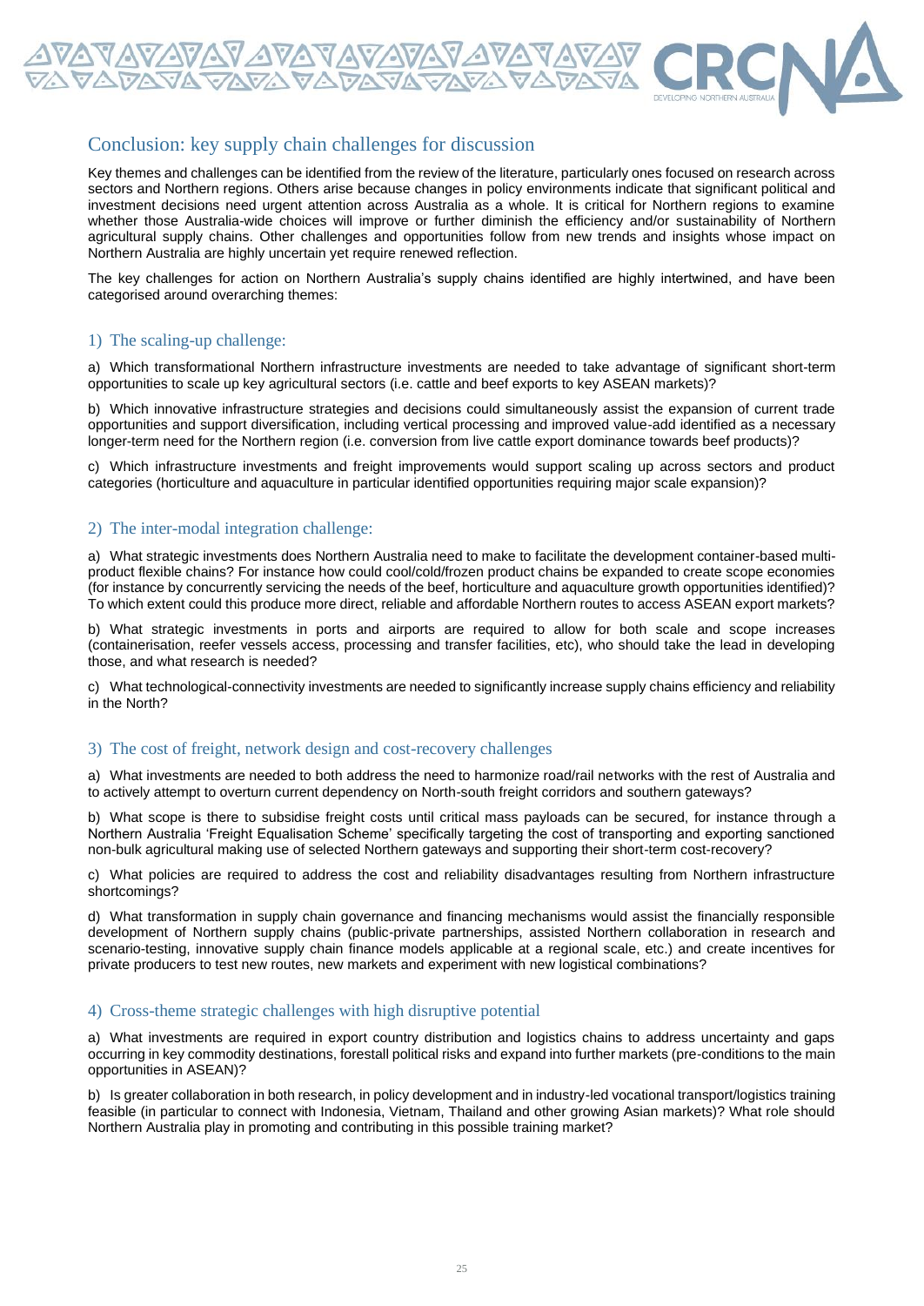## Conclusion: key supply chain challenges for discussion

Key themes and challenges can be identified from the review of the literature, particularly ones focused on research across sectors and Northern regions. Others arise because changes in policy environments indicate that significant political and investment decisions need urgent attention across Australia as a whole. It is critical for Northern regions to examine whether those Australia-wide choices will improve or further diminish the efficiency and/or sustainability of Northern agricultural supply chains. Other challenges and opportunities follow from new trends and insights whose impact on Northern Australia are highly uncertain yet require renewed reflection.

The key challenges for action on Northern Australia's supply chains identified are highly intertwined, and have been categorised around overarching themes:

### 1) The scaling-up challenge:

a) Which transformational Northern infrastructure investments are needed to take advantage of significant short-term opportunities to scale up key agricultural sectors (i.e. cattle and beef exports to key ASEAN markets)?

b) Which innovative infrastructure strategies and decisions could simultaneously assist the expansion of current trade opportunities and support diversification, including vertical processing and improved value-add identified as a necessary longer-term need for the Northern region (i.e. conversion from live cattle export dominance towards beef products)?

c) Which infrastructure investments and freight improvements would support scaling up across sectors and product categories (horticulture and aquaculture in particular identified opportunities requiring major scale expansion)?

### 2) The inter-modal integration challenge:

a) What strategic investments does Northern Australia need to make to facilitate the development container-based multi-product flexible chains? For instance how could cool/cold/frozen product chains be expanded to create scope economies (for instance by concurrently servicing the needs of the beef, horticulture and aquaculture growth opportunities identified)? To which extent could this produce more direct, reliable and affordable Northern routes to access ASEAN export markets?

b) What strategic investments in ports and airports are required to allow for both scale and scope increases (containerisation, reefer vessels access, processing and transfer facilities, etc), who should take the lead in developing those, and what research is needed?

c) What technological-connectivity investments are needed to significantly increase supply chains efficiency and reliability in the North?

### 3) The cost of freight, network design and cost-recovery challenges

a) What investments are needed to both address the need to harmonize road/rail networks with the rest of Australia and to actively attempt to overturn current dependency on North-south freight corridors and southern gateways?

b) What scope is there to subsidise freight costs until critical mass payloads can be secured, for instance through a Northern Australia 'Freight Equalisation Scheme' specifically targeting the cost of transporting and exporting sanctioned non-bulk agricultural making use of selected Northern gateways and supporting their short-term cost-recovery?

c) What policies are required to address the cost and reliability disadvantages resulting from Northern infrastructure shortcomings?

d) What transformation in supply chain governance and financing mechanisms would assist the financially responsible development of Northern supply chains (public-private partnerships, assisted Northern collaboration in research and scenario-testing, innovative supply chain finance models applicable at a regional scale, etc.) and create incentives for private producers to test new routes, new markets and experiment with new logistical combinations?

### 4) Cross-theme strategic challenges with high disruptive potential

a) What investments are required in export country distribution and logistics chains to address uncertainty and gaps occurring in key commodity destinations, forestall political risks and expand into further markets (pre-conditions to the main opportunities in ASEAN)?

b) Is greater collaboration in both research, in policy development and in industry-led vocational transport/logistics training feasible (in particular to connect with Indonesia, Vietnam, Thailand and other growing Asian markets)? What role should Northern Australia play in promoting and contributing in this possible training market?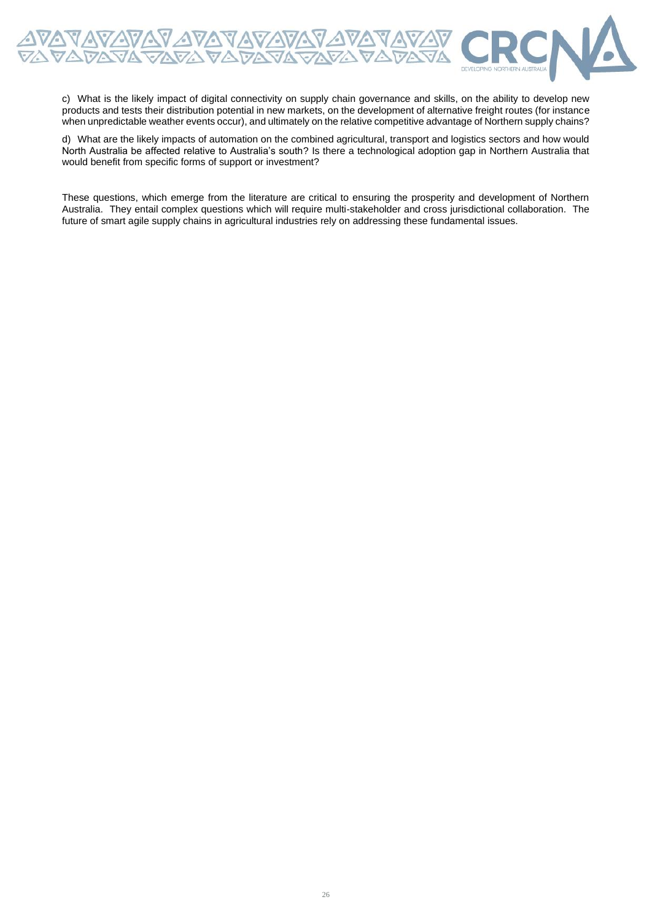c) What is the likely impact of digital connectivity on supply chain governance and skills, on the ability to develop new products and tests their distribution potential in new markets, on the development of alternative freight routes (for instance when unpredictable weather events occur), and ultimately on the relative competitive advantage of Northern supply chains?

d) What are the likely impacts of automation on the combined agricultural, transport and logistics sectors and how would North Australia be affected relative to Australia's south? Is there a technological adoption gap in Northern Australia that would benefit from specific forms of support or investment?

These questions, which emerge from the literature are critical to ensuring the prosperity and development of Northern Australia. They entail complex questions which will require multi-stakeholder and cross jurisdictional collaboration. The future of smart agile supply chains in agricultural industries rely on addressing these fundamental issues.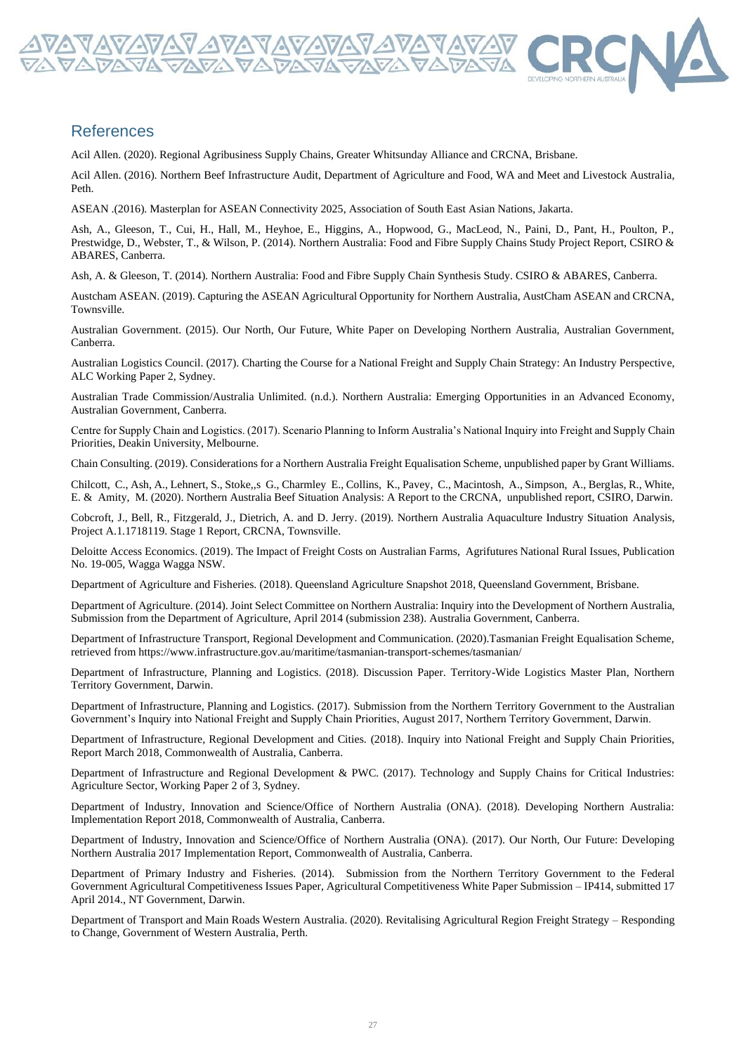## References

Acil Allen. (2020). Regional Agribusiness Supply Chains, Greater Whitsunday Alliance and CRCNA, Brisbane.

Acil Allen. (2016). Northern Beef Infrastructure Audit, Department of Agriculture and Food, WA and Meet and Livestock Australia, Peth.

ASEAN .(2016). Masterplan for ASEAN Connectivity 2025, Association of South East Asian Nations, Jakarta.

Ash, A., Gleeson, T., Cui, H., Hall, M., Heyhoe, E., Higgins, A., Hopwood, G., MacLeod, N., Paini, D., Pant, H., Poulton, P., Prestwidge, D., Webster, T., & Wilson, P. (2014). Northern Australia: Food and Fibre Supply Chains Study Project Report, CSIRO & ABARES, Canberra.

Ash, A. & Gleeson, T. (2014). Northern Australia: Food and Fibre Supply Chain Synthesis Study. CSIRO & ABARES, Canberra.

Austcham ASEAN. (2019). Capturing the ASEAN Agricultural Opportunity for Northern Australia, AustCham ASEAN and CRCNA, Townsville.

Australian Government. (2015). Our North, Our Future, White Paper on Developing Northern Australia, Australian Government, Canberra.

Australian Logistics Council. (2017). Charting the Course for a National Freight and Supply Chain Strategy: An Industry Perspective, ALC Working Paper 2, Sydney.

Australian Trade Commission/Australia Unlimited. (n.d.). Northern Australia: Emerging Opportunities in an Advanced Economy, Australian Government, Canberra.

Centre for Supply Chain and Logistics. (2017). Scenario Planning to Inform Australia's National Inquiry into Freight and Supply Chain Priorities, Deakin University, Melbourne.

Chain Consulting. (2019). Considerations for a Northern Australia Freight Equalisation Scheme, unpublished paper by Grant Williams.

Chilcott, C., Ash, A., Lehnert, S., Stoke,,s G., Charmley E., Collins, K., Pavey, C., Macintosh, A., Simpson, A., Berglas, R., White, E. & Amity, M. (2020). Northern Australia Beef Situation Analysis: A Report to the CRCNA, unpublished report, CSIRO, Darwin.

Cobcroft, J., Bell, R., Fitzgerald, J., Dietrich, A. and D. Jerry. (2019). Northern Australia Aquaculture Industry Situation Analysis, Project A.1.1718119. Stage 1 Report, CRCNA, Townsville.

Deloitte Access Economics. (2019). The Impact of Freight Costs on Australian Farms, Agrifutures National Rural Issues, Publication No. 19-005, Wagga Wagga NSW.

Department of Agriculture and Fisheries. (2018). Queensland Agriculture Snapshot 2018, Queensland Government, Brisbane.

Department of Agriculture. (2014). Joint Select Committee on Northern Australia: Inquiry into the Development of Northern Australia, Submission from the Department of Agriculture, April 2014 (submission 238). Australia Government, Canberra.

Department of Infrastructure Transport, Regional Development and Communication. (2020).Tasmanian Freight Equalisation Scheme, retrieved from https://www.infrastructure.gov.au/maritime/tasmanian-transport-schemes/tasmanian/

Department of Infrastructure, Planning and Logistics. (2018). Discussion Paper. Territory-Wide Logistics Master Plan, Northern Territory Government, Darwin.

Department of Infrastructure, Planning and Logistics. (2017). Submission from the Northern Territory Government to the Australian Government's Inquiry into National Freight and Supply Chain Priorities, August 2017, Northern Territory Government, Darwin.

Department of Infrastructure, Regional Development and Cities. (2018). Inquiry into National Freight and Supply Chain Priorities, Report March 2018, Commonwealth of Australia, Canberra.

Department of Infrastructure and Regional Development & PWC. (2017). Technology and Supply Chains for Critical Industries: Agriculture Sector, Working Paper 2 of 3, Sydney.

Department of Industry, Innovation and Science/Office of Northern Australia (ONA). (2018). Developing Northern Australia: Implementation Report 2018, Commonwealth of Australia, Canberra.

Department of Industry, Innovation and Science/Office of Northern Australia (ONA). (2017). Our North, Our Future: Developing Northern Australia 2017 Implementation Report, Commonwealth of Australia, Canberra.

Department of Primary Industry and Fisheries. (2014). Submission from the Northern Territory Government to the Federal Government Agricultural Competitiveness Issues Paper, Agricultural Competitiveness White Paper Submission – IP414, submitted 17 April 2014., NT Government, Darwin.

Department of Transport and Main Roads Western Australia. (2020). Revitalising Agricultural Region Freight Strategy – Responding to Change, Government of Western Australia, Perth.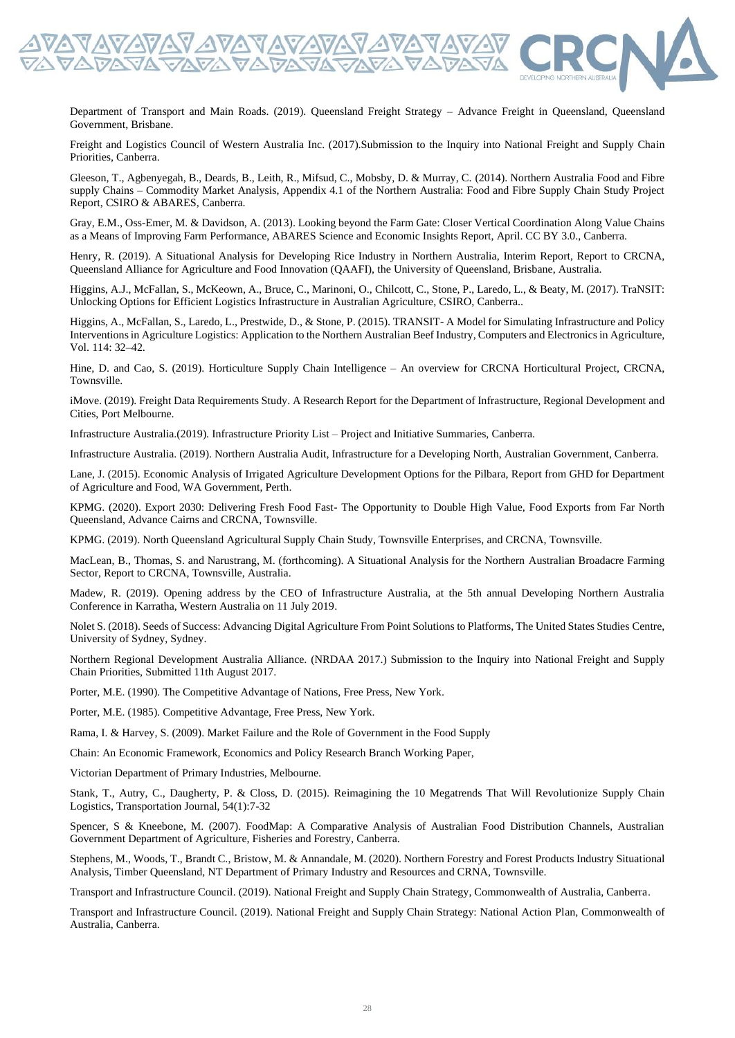Department of Transport and Main Roads. (2019). Queensland Freight Strategy – Advance Freight in Queensland, Queensland Government, Brisbane.

Freight and Logistics Council of Western Australia Inc. (2017).Submission to the Inquiry into National Freight and Supply Chain Priorities, Canberra.

Gleeson, T., Agbenyegah, B., Deards, B., Leith, R., Mifsud, C., Mobsby, D. & Murray, C. (2014). Northern Australia Food and Fibre supply Chains – Commodity Market Analysis, Appendix 4.1 of the Northern Australia: Food and Fibre Supply Chain Study Project Report, CSIRO & ABARES, Canberra.

Gray, E.M., Oss-Emer, M. & Davidson, A. (2013). Looking beyond the Farm Gate: Closer Vertical Coordination Along Value Chains as a Means of Improving Farm Performance, ABARES Science and Economic Insights Report, April. CC BY 3.0., Canberra.

Henry, R. (2019). A Situational Analysis for Developing Rice Industry in Northern Australia, Interim Report, Report to CRCNA, Queensland Alliance for Agriculture and Food Innovation (QAAFI), the University of Queensland, Brisbane, Australia.

Higgins, A.J., McFallan, S., McKeown, A., Bruce, C., Marinoni, O., Chilcott, C., Stone, P., Laredo, L., & Beaty, M. (2017). TraNSIT: Unlocking Options for Efficient Logistics Infrastructure in Australian Agriculture, CSIRO, Canberra..

Higgins, A., McFallan, S., Laredo, L., Prestwide, D., & Stone, P. (2015). TRANSIT- A Model for Simulating Infrastructure and Policy Interventions in Agriculture Logistics: Application to the Northern Australian Beef Industry, Computers and Electronics in Agriculture, Vol. 114: 32–42.

Hine, D. and Cao, S. (2019). Horticulture Supply Chain Intelligence – An overview for CRCNA Horticultural Project, CRCNA, Townsville.

iMove. (2019). Freight Data Requirements Study. A Research Report for the Department of Infrastructure, Regional Development and Cities, Port Melbourne.

Infrastructure Australia.(2019). Infrastructure Priority List – Project and Initiative Summaries, Canberra.

Infrastructure Australia. (2019). Northern Australia Audit, Infrastructure for a Developing North, Australian Government, Canberra.

Lane, J. (2015). Economic Analysis of Irrigated Agriculture Development Options for the Pilbara, Report from GHD for Department of Agriculture and Food, WA Government, Perth.

KPMG. (2020). Export 2030: Delivering Fresh Food Fast- The Opportunity to Double High Value, Food Exports from Far North Queensland, Advance Cairns and CRCNA, Townsville.

KPMG. (2019). North Queensland Agricultural Supply Chain Study, Townsville Enterprises, and CRCNA, Townsville.

MacLean, B., Thomas, S. and Narustrang, M. (forthcoming). A Situational Analysis for the Northern Australian Broadacre Farming Sector, Report to CRCNA, Townsville, Australia.

Madew, R. (2019). Opening address by the CEO of Infrastructure Australia, at the 5th annual Developing Northern Australia Conference in Karratha, Western Australia on 11 July 2019.

Nolet S. (2018). Seeds of Success: Advancing Digital Agriculture From Point Solutions to Platforms, The United States Studies Centre, University of Sydney, Sydney.

Northern Regional Development Australia Alliance. (NRDAA 2017.) Submission to the Inquiry into National Freight and Supply Chain Priorities, Submitted 11th August 2017.

Porter, M.E. (1990). The Competitive Advantage of Nations, Free Press, New York.

Porter, M.E. (1985). Competitive Advantage, Free Press, New York.

Rama, I. & Harvey, S. (2009). Market Failure and the Role of Government in the Food Supply

Chain: An Economic Framework, Economics and Policy Research Branch Working Paper,

Victorian Department of Primary Industries, Melbourne.

Stank, T., Autry, C., Daugherty, P. & Closs, D. (2015). Reimagining the 10 Megatrends That Will Revolutionize Supply Chain Logistics, Transportation Journal, 54(1):7-32

Spencer, S & Kneebone, M. (2007). FoodMap: A Comparative Analysis of Australian Food Distribution Channels, Australian Government Department of Agriculture, Fisheries and Forestry, Canberra.

Stephens, M., Woods, T., Brandt C., Bristow, M. & Annandale, M. (2020). Northern Forestry and Forest Products Industry Situational Analysis, Timber Queensland, NT Department of Primary Industry and Resources and CRNA, Townsville.

Transport and Infrastructure Council. (2019). National Freight and Supply Chain Strategy, Commonwealth of Australia, Canberra.

Transport and Infrastructure Council. (2019). National Freight and Supply Chain Strategy: National Action Plan, Commonwealth of Australia, Canberra.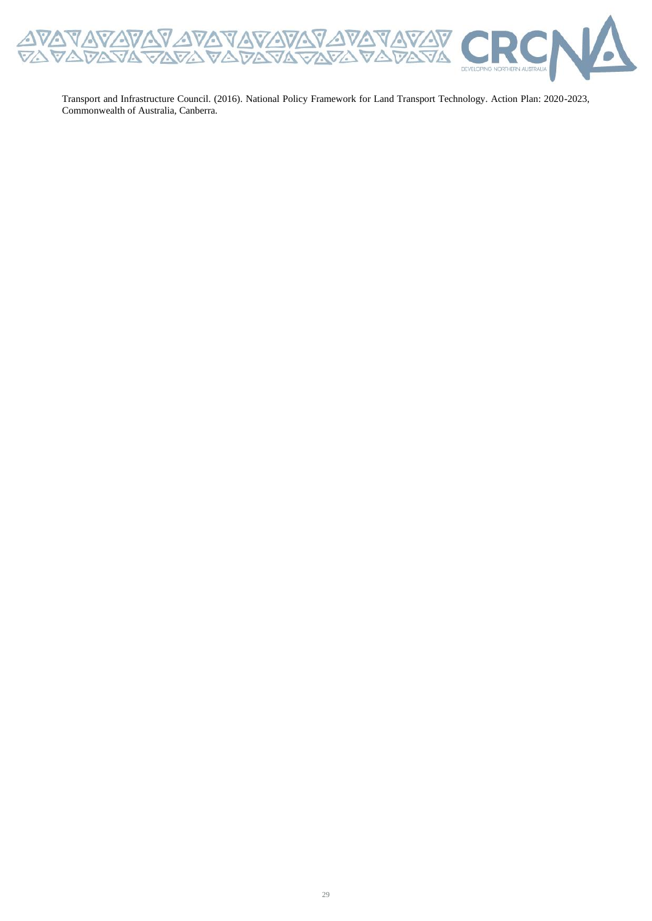Transport and Infrastructure Council. (2016). National Policy Framework for Land Transport Technology. Action Plan: 2020-2023, Commonwealth of Australia, Canberra.